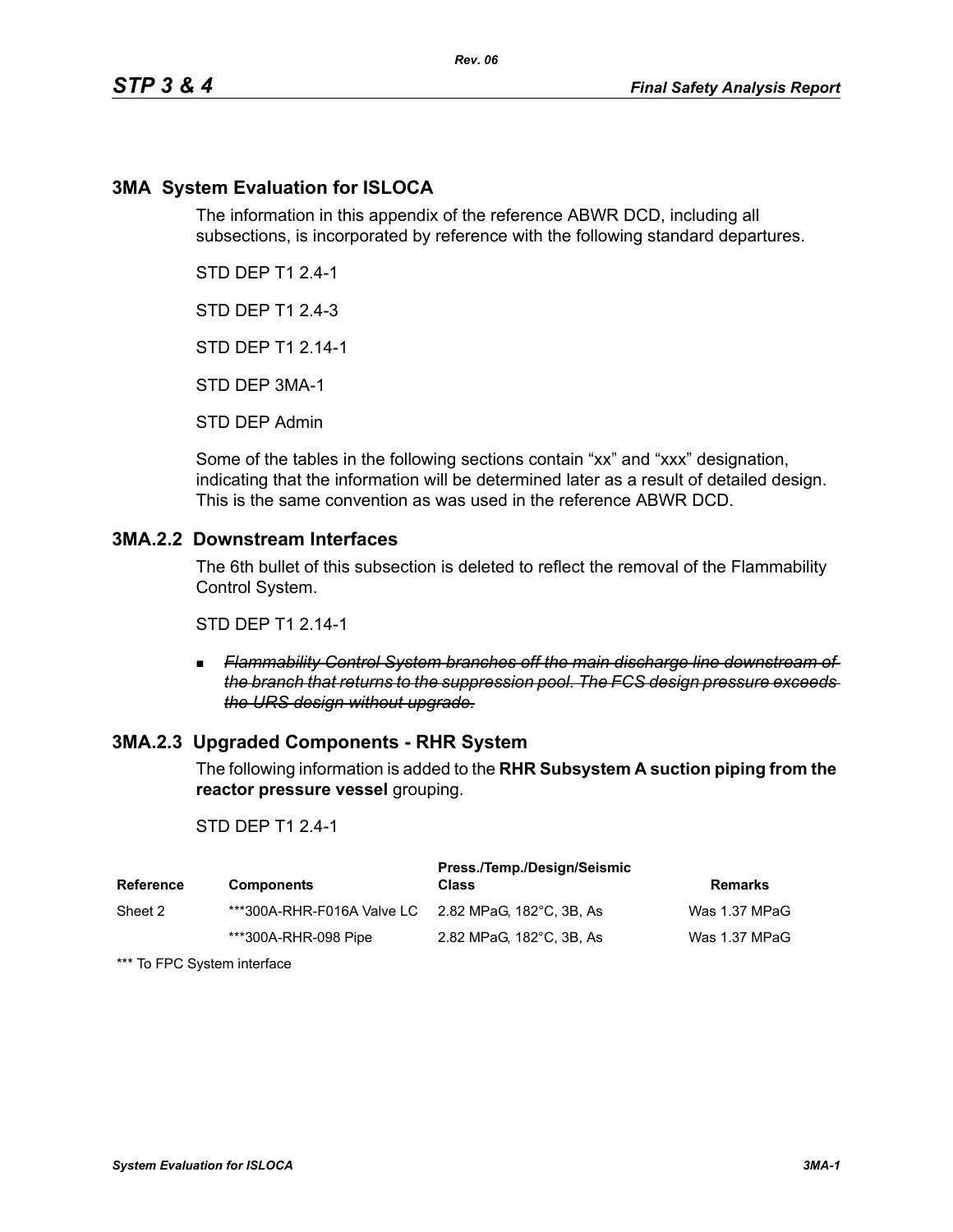## 3MA System Evaluation for ISLOCA

The information in this appendix of the reference ABWR DCD, including all subsections, is incorporated by reference with the following standard departures.

STD DEP T1 2.4-1

STD DEP T1 2.4-3

STD DEP T1 2.14-1

STD DEP 3MA-1

STD DEP Admin

Some of the tables in the following sections contain "xx" and "xxx" designation, indicating that the information will be determined later as a result of detailed design. This is the same convention as was used in the reference ABWR DCD.

### 3MA.2.2 Downstream Interfaces

The 6th bullet of this subsection is deleted to reflect the removal of the Flammability Control System.

STD DEP T1 2.14-1

- ~~*Flammability Control System branches off the main discharge line downstream of the branch that returns to the suppression pool. The FCS design pressure exceeds the URS design without upgrade.*~~

### 3MA.2.3 Upgraded Components - RHR System

The following information is added to the **RHR Subsystem A suction piping from the reactor pressure vessel** grouping.

STD DEP T1 2.4-1

| Reference | Components | Press./Temp./Design/Seismic Class | Remarks |
|---|---|---|---|
| Sheet 2 | ***300A-RHR-F016A Valve LC | 2.82 MPaG, 182°C, 3B, As | Was 1.37 MPaG |
| | ***300A-RHR-098 Pipe | 2.82 MPaG, 182°C, 3B, As | Was 1.37 MPaG |

*** To FPC System interface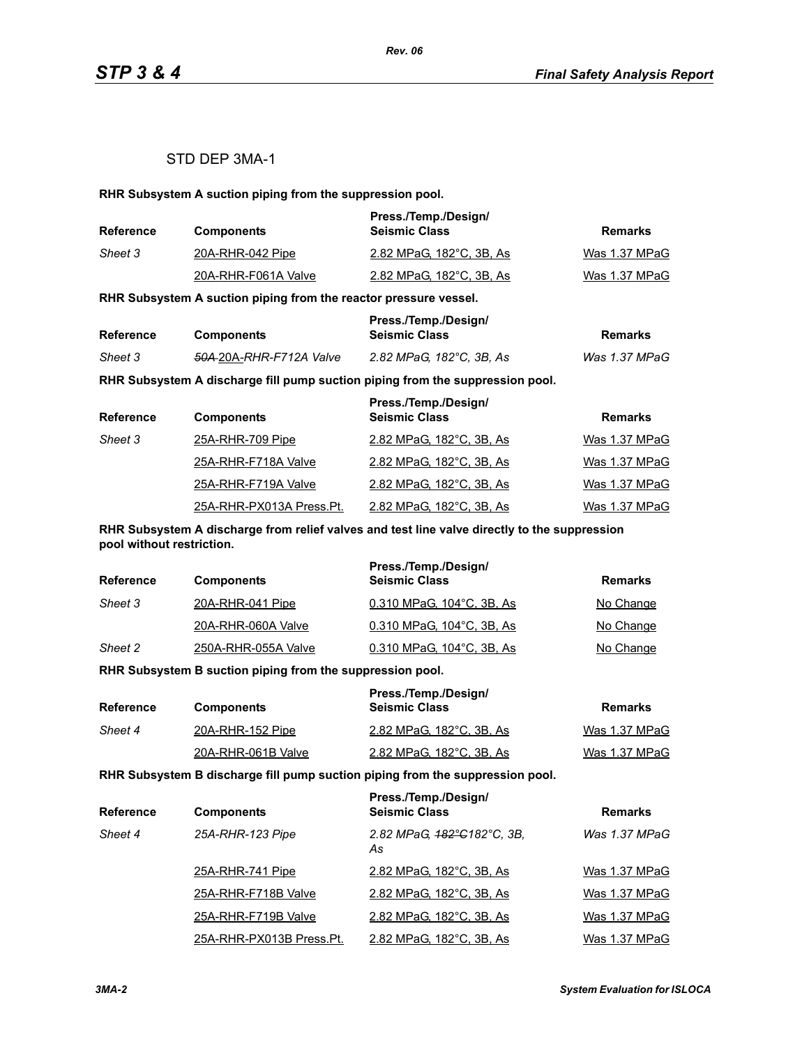STD DEP 3MA-1

**RHR Subsystem A suction piping from the suppression pool.**

| Reference | Components | Press./Temp./Design/ Seismic Class | Remarks |
|---|---|---|---|
| *Sheet 3* | 20A-RHR-042 Pipe | 2.82 MPaG, 182°C, 3B, As | Was 1.37 MPaG |
| | 20A-RHR-F061A Valve | 2.82 MPaG, 182°C, 3B, As | Was 1.37 MPaG |

**RHR Subsystem A suction piping from the reactor pressure vessel.**

| Reference | Components | Press./Temp./Design/ Seismic Class | Remarks |
|---|---|---|---|
| *Sheet 3* | *~~50A~~ 20A-RHR-F712A Valve* | *2.82 MPaG, 182°C, 3B, As* | *Was 1.37 MPaG* |

**RHR Subsystem A discharge fill pump suction piping from the suppression pool.**

| Reference | Components | Press./Temp./Design/ Seismic Class | Remarks |
|---|---|---|---|
| *Sheet 3* | 25A-RHR-709 Pipe | 2.82 MPaG, 182°C, 3B, As | Was 1.37 MPaG |
| | 25A-RHR-F718A Valve | 2.82 MPaG, 182°C, 3B, As | Was 1.37 MPaG |
| | 25A-RHR-F719A Valve | 2.82 MPaG, 182°C, 3B, As | Was 1.37 MPaG |
| | 25A-RHR-PX013A Press.Pt. | 2.82 MPaG, 182°C, 3B, As | Was 1.37 MPaG |

**RHR Subsystem A discharge from relief valves and test line valve directly to the suppression pool without restriction.**

| Reference | Components | Press./Temp./Design/ Seismic Class | Remarks |
|---|---|---|---|
| *Sheet 3* | 20A-RHR-041 Pipe | 0.310 MPaG, 104°C, 3B, As | No Change |
| | 20A-RHR-060A Valve | 0.310 MPaG, 104°C, 3B, As | No Change |
| *Sheet 2* | 250A-RHR-055A Valve | 0.310 MPaG, 104°C, 3B, As | No Change |

**RHR Subsystem B suction piping from the suppression pool.**

| Reference | Components | Press./Temp./Design/ Seismic Class | Remarks |
|---|---|---|---|
| *Sheet 4* | 20A-RHR-152 Pipe | 2.82 MPaG, 182°C, 3B, As | Was 1.37 MPaG |
| | 20A-RHR-061B Valve | 2.82 MPaG, 182°C, 3B, As | Was 1.37 MPaG |

**RHR Subsystem B discharge fill pump suction piping from the suppression pool.**

| Reference | Components | Press./Temp./Design/ Seismic Class | Remarks |
|---|---|---|---|
| *Sheet 4* | *25A-RHR-123 Pipe* | *2.82 MPaG, ~~182°C~~182°C, 3B, As* | *Was 1.37 MPaG* |
| | 25A-RHR-741 Pipe | 2.82 MPaG, 182°C, 3B, As | Was 1.37 MPaG |
| | 25A-RHR-F718B Valve | 2.82 MPaG, 182°C, 3B, As | Was 1.37 MPaG |
| | 25A-RHR-F719B Valve | 2.82 MPaG, 182°C, 3B, As | Was 1.37 MPaG |
| | 25A-RHR-PX013B Press.Pt. | 2.82 MPaG, 182°C, 3B, As | Was 1.37 MPaG |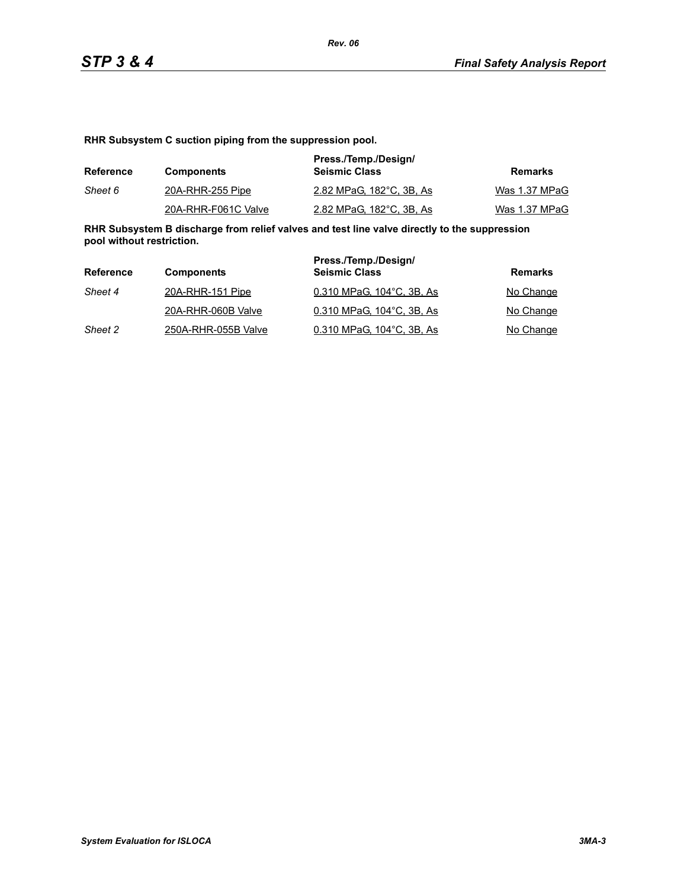**RHR Subsystem C suction piping from the suppression pool.**

| Reference | Components | Press./Temp./Design/ Seismic Class | Remarks |
|---|---|---|---|
| *Sheet 6* | 20A-RHR-255 Pipe | 2.82 MPaG, 182°C, 3B, As | Was 1.37 MPaG |
| | 20A-RHR-F061C Valve | 2.82 MPaG, 182°C, 3B, As | Was 1.37 MPaG |

**RHR Subsystem B discharge from relief valves and test line valve directly to the suppression pool without restriction.**

| Reference | Components | Press./Temp./Design/ Seismic Class | Remarks |
|---|---|---|---|
| *Sheet 4* | 20A-RHR-151 Pipe | 0.310 MPaG, 104°C, 3B, As | No Change |
| | 20A-RHR-060B Valve | 0.310 MPaG, 104°C, 3B, As | No Change |
| *Sheet 2* | 250A-RHR-055B Valve | 0.310 MPaG, 104°C, 3B, As | No Change |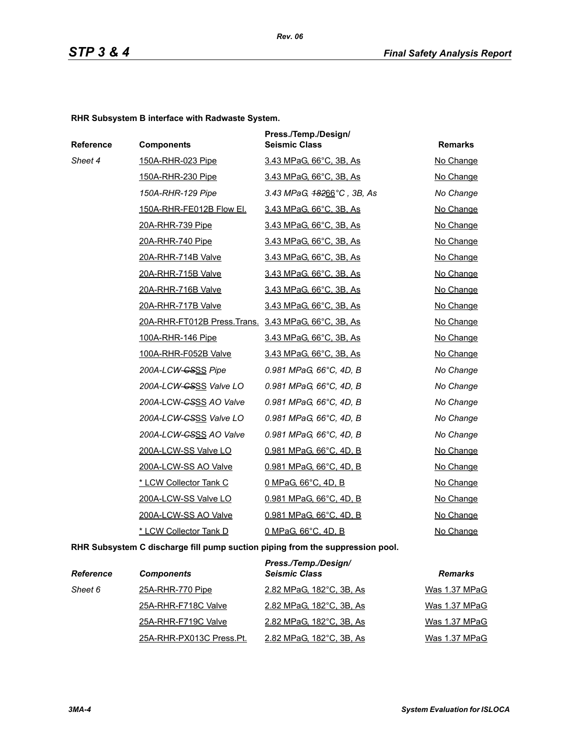**RHR Subsystem B interface with Radwaste System.**

| Reference | Components | Press./Temp./Design/ Seismic Class | Remarks |
|---|---|---|---|
| *Sheet 4* | 150A-RHR-023 Pipe | 3.43 MPaG, 66°C, 3B, As | No Change |
| | 150A-RHR-230 Pipe | 3.43 MPaG, 66°C, 3B, As | No Change |
| | *150A-RHR-129 Pipe* | *3.43 MPaG, ~~182~~66°C , 3B, As* | *No Change* |
| | 150A-RHR-FE012B Flow El. | 3.43 MPaG, 66°C, 3B, As | No Change |
| | 20A-RHR-739 Pipe | 3.43 MPaG, 66°C, 3B, As | No Change |
| | 20A-RHR-740 Pipe | 3.43 MPaG, 66°C, 3B, As | No Change |
| | 20A-RHR-714B Valve | 3.43 MPaG, 66°C, 3B, As | No Change |
| | 20A-RHR-715B Valve | 3.43 MPaG, 66°C, 3B, As | No Change |
| | 20A-RHR-716B Valve | 3.43 MPaG, 66°C, 3B, As | No Change |
| | 20A-RHR-717B Valve | 3.43 MPaG, 66°C, 3B, As | No Change |
| | 20A-RHR-FT012B Press.Trans. | 3.43 MPaG, 66°C, 3B, As | No Change |
| | 100A-RHR-146 Pipe | 3.43 MPaG, 66°C, 3B, As | No Change |
| | 100A-RHR-F052B Valve | 3.43 MPaG, 66°C, 3B, As | No Change |
| | *200A-LCW-~~CS~~SS Pipe* | *0.981 MPaG, 66°C, 4D, B* | *No Change* |
| | *200A-LCW-~~CS~~SS Valve LO* | *0.981 MPaG, 66°C, 4D, B* | *No Change* |
| | *200A-LCW-~~CS~~SS AO Valve* | *0.981 MPaG, 66°C, 4D, B* | *No Change* |
| | *200A-LCW-~~CS~~SS Valve LO* | *0.981 MPaG, 66°C, 4D, B* | *No Change* |
| | *200A-LCW-~~CS~~SS AO Valve* | *0.981 MPaG, 66°C, 4D, B* | *No Change* |
| | 200A-LCW-SS Valve LO | 0.981 MPaG, 66°C, 4D, B | No Change |
| | 200A-LCW-SS AO Valve | 0.981 MPaG, 66°C, 4D, B | No Change |
| | * LCW Collector Tank C | 0 MPaG, 66°C, 4D, B | No Change |
| | 200A-LCW-SS Valve LO | 0.981 MPaG, 66°C, 4D, B | No Change |
| | 200A-LCW-SS AO Valve | 0.981 MPaG, 66°C, 4D, B | No Change |
| | * LCW Collector Tank D | 0 MPaG, 66°C, 4D, B | No Change |

**RHR Subsystem C discharge fill pump suction piping from the suppression pool.**

| *Reference* | *Components* | *Press./Temp./Design/ Seismic Class* | *Remarks* |
|---|---|---|---|
| *Sheet 6* | 25A-RHR-770 Pipe | 2.82 MPaG, 182°C, 3B, As | Was 1.37 MPaG |
| | 25A-RHR-F718C Valve | 2.82 MPaG, 182°C, 3B, As | Was 1.37 MPaG |
| | 25A-RHR-F719C Valve | 2.82 MPaG, 182°C, 3B, As | Was 1.37 MPaG |
| | 25A-RHR-PX013C Press.Pt. | 2.82 MPaG, 182°C, 3B, As | Was 1.37 MPaG |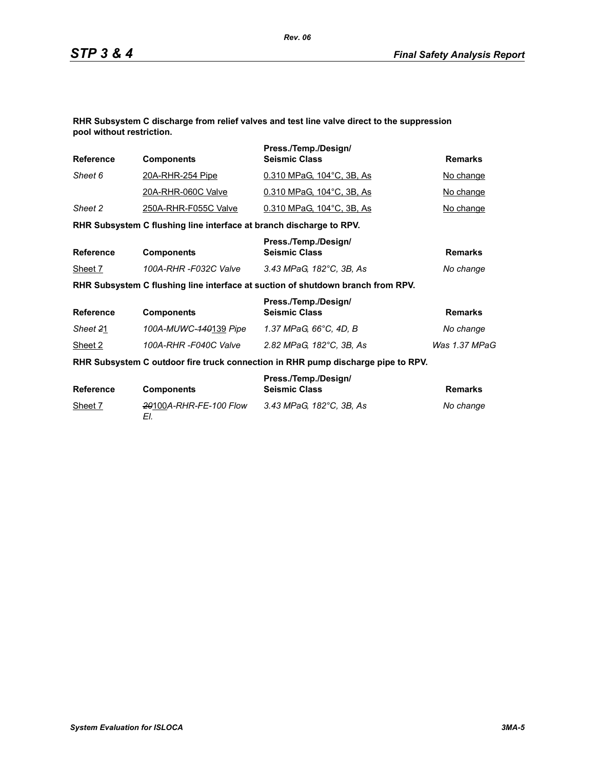**RHR Subsystem C discharge from relief valves and test line valve direct to the suppression pool without restriction.**

| Reference | Components | Press./Temp./Design/ Seismic Class | Remarks |
|---|---|---|---|
| *Sheet 6* | 20A-RHR-254 Pipe | 0.310 MPaG, 104°C, 3B, As | No change |
| | 20A-RHR-060C Valve | 0.310 MPaG, 104°C, 3B, As | No change |
| *Sheet 2* | 250A-RHR-F055C Valve | 0.310 MPaG, 104°C, 3B, As | No change |

**RHR Subsystem C flushing line interface at branch discharge to RPV.**

| Reference | Components | Press./Temp./Design/ Seismic Class | Remarks |
|---|---|---|---|
| Sheet 7 | *100A-RHR -F032C Valve* | *3.43 MPaG, 182°C, 3B, As* | *No change* |

**RHR Subsystem C flushing line interface at suction of shutdown branch from RPV.**

| Reference | Components | Press./Temp./Design/ Seismic Class | Remarks |
|---|---|---|---|
| *Sheet* ~~2~~1 | *100A-MUWC-*~~140~~139 *Pipe* | *1.37 MPaG, 66°C, 4D, B* | *No change* |
| Sheet 2 | *100A-RHR -F040C Valve* | *2.82 MPaG, 182°C, 3B, As* | *Was 1.37 MPaG* |

**RHR Subsystem C outdoor fire truck connection in RHR pump discharge pipe to RPV.**

| Reference | Components | Press./Temp./Design/ Seismic Class | Remarks |
|---|---|---|---|
| Sheet 7 | ~~20~~100*A-RHR-FE-100 Flow El.* | *3.43 MPaG, 182°C, 3B, As* | *No change* |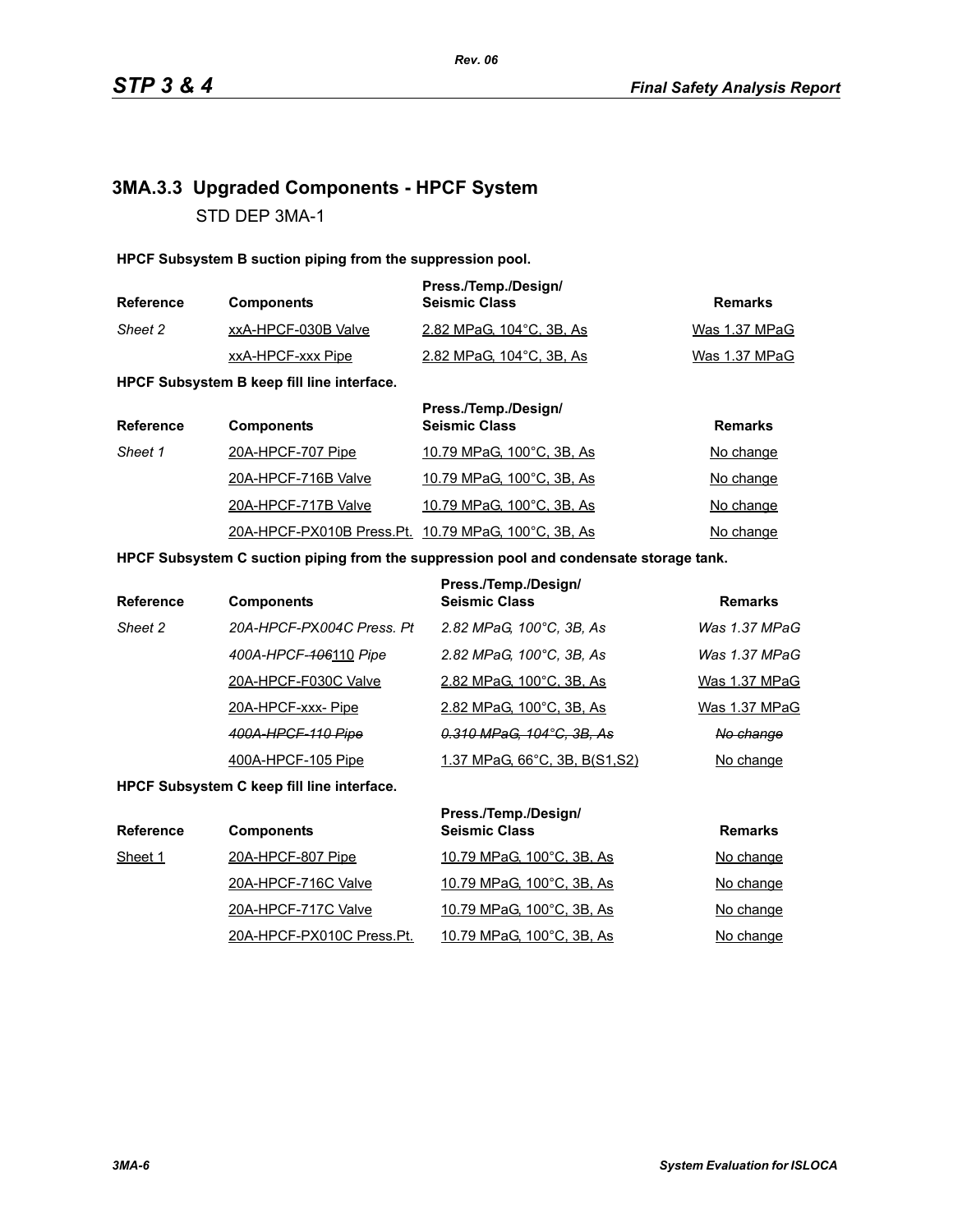## 3MA.3.3 Upgraded Components - HPCF System

STD DEP 3MA-1

**HPCF Subsystem B suction piping from the suppression pool.**

| Reference | Components | Press./Temp./Design/ Seismic Class | Remarks |
|---|---|---|---|
| *Sheet 2* | <u>xxA-HPCF-030B Valve</u> | <u>2.82 MPaG, 104°C, 3B, As</u> | <u>Was 1.37 MPaG</u> |
| | <u>xxA-HPCF-xxx Pipe</u> | <u>2.82 MPaG, 104°C, 3B, As</u> | <u>Was 1.37 MPaG</u> |

**HPCF Subsystem B keep fill line interface.**

| Reference | Components | Press./Temp./Design/ Seismic Class | Remarks |
|---|---|---|---|
| *Sheet 1* | <u>20A-HPCF-707 Pipe</u> | <u>10.79 MPaG, 100°C, 3B, As</u> | <u>No change</u> |
| | <u>20A-HPCF-716B Valve</u> | <u>10.79 MPaG, 100°C, 3B, As</u> | <u>No change</u> |
| | <u>20A-HPCF-717B Valve</u> | <u>10.79 MPaG, 100°C, 3B, As</u> | <u>No change</u> |
| | <u>20A-HPCF-PX010B Press.Pt.</u> | <u>10.79 MPaG, 100°C, 3B, As</u> | <u>No change</u> |

**HPCF Subsystem C suction piping from the suppression pool and condensate storage tank.**

| Reference | Components | Press./Temp./Design/ Seismic Class | Remarks |
|---|---|---|---|
| *Sheet 2* | *20A-HPCF-PX004C Press. Pt* | *2.82 MPaG, 100°C, 3B, As* | *Was 1.37 MPaG* |
| | *400A-HPCF-~~106~~<u>110</u> Pipe* | *2.82 MPaG, 100°C, 3B, As* | *Was 1.37 MPaG* |
| | <u>20A-HPCF-F030C Valve</u> | <u>2.82 MPaG, 100°C, 3B, As</u> | <u>Was 1.37 MPaG</u> |
| | <u>20A-HPCF-xxx- Pipe</u> | <u>2.82 MPaG, 100°C, 3B, As</u> | <u>Was 1.37 MPaG</u> |
| | ~~*400A-HPCF-110 Pipe*~~ | ~~*0.310 MPaG, 104°C, 3B, As*~~ | ~~*No change*~~ |
| | <u>400A-HPCF-105 Pipe</u> | <u>1.37 MPaG, 66°C, 3B, B(S1,S2)</u> | <u>No change</u> |

**HPCF Subsystem C keep fill line interface.**

| Reference | Components | Press./Temp./Design/ Seismic Class | Remarks |
|---|---|---|---|
| <u>Sheet 1</u> | <u>20A-HPCF-807 Pipe</u> | <u>10.79 MPaG, 100°C, 3B, As</u> | <u>No change</u> |
| | <u>20A-HPCF-716C Valve</u> | <u>10.79 MPaG, 100°C, 3B, As</u> | <u>No change</u> |
| | <u>20A-HPCF-717C Valve</u> | <u>10.79 MPaG, 100°C, 3B, As</u> | <u>No change</u> |
| | <u>20A-HPCF-PX010C Press.Pt.</u> | <u>10.79 MPaG, 100°C, 3B, As</u> | <u>No change</u> |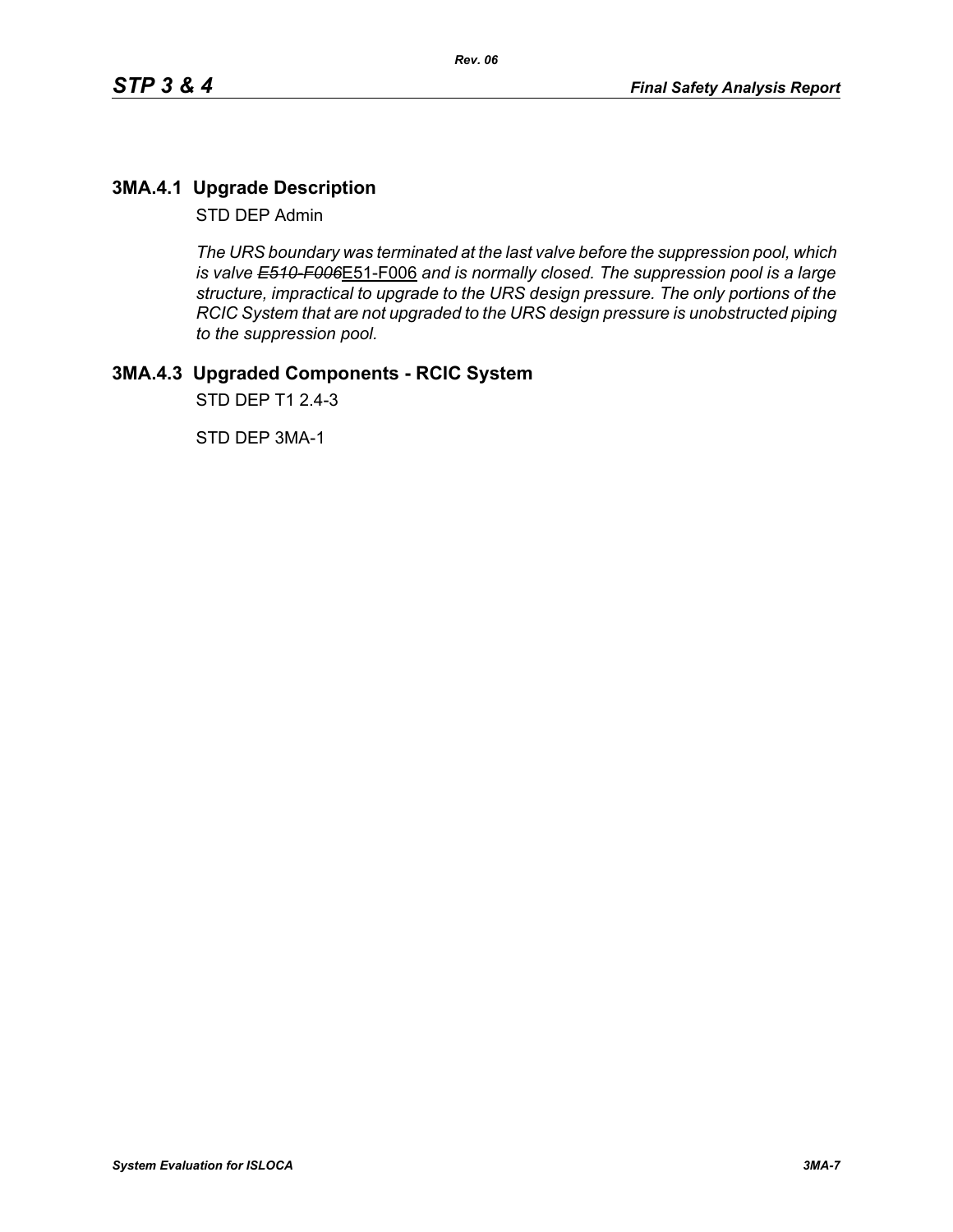## 3MA.4.1 Upgrade Description

STD DEP Admin

*The URS boundary was terminated at the last valve before the suppression pool, which is valve ~~E510-F006~~*E51-F006 *and is normally closed. The suppression pool is a large structure, impractical to upgrade to the URS design pressure. The only portions of the RCIC System that are not upgraded to the URS design pressure is unobstructed piping to the suppression pool.*

## 3MA.4.3 Upgraded Components - RCIC System

STD DEP T1 2.4-3

STD DEP 3MA-1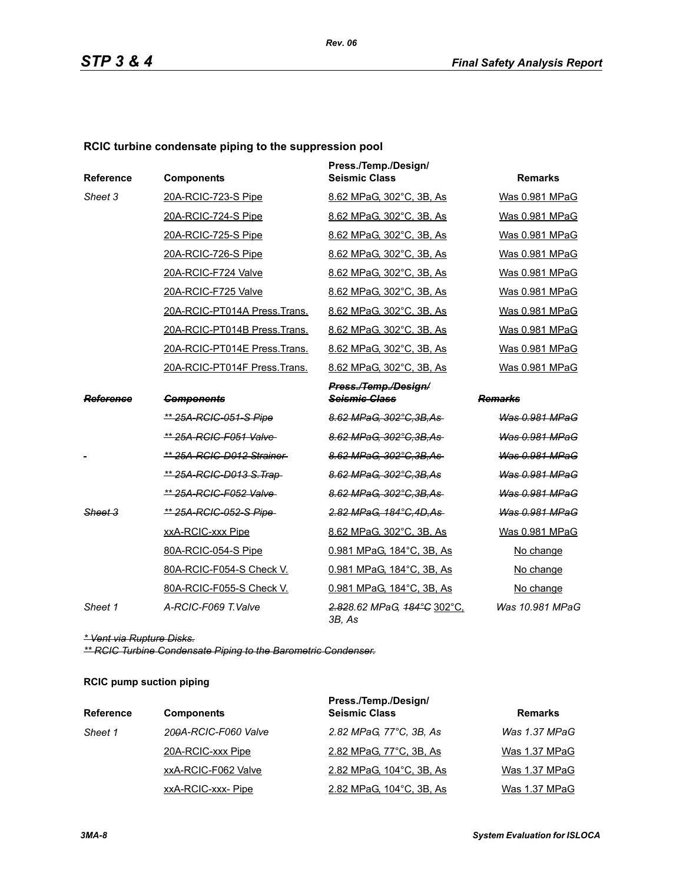**RCIC turbine condensate piping to the suppression pool**

| Reference | Components | Press./Temp./Design/ Seismic Class | Remarks |
|---|---|---|---|
| *Sheet 3* | 20A-RCIC-723-S Pipe | 8.62 MPaG, 302°C, 3B, As | Was 0.981 MPaG |
| | 20A-RCIC-724-S Pipe | 8.62 MPaG, 302°C, 3B, As | Was 0.981 MPaG |
| | 20A-RCIC-725-S Pipe | 8.62 MPaG, 302°C, 3B, As | Was 0.981 MPaG |
| | 20A-RCIC-726-S Pipe | 8.62 MPaG, 302°C, 3B, As | Was 0.981 MPaG |
| | 20A-RCIC-F724 Valve | 8.62 MPaG, 302°C, 3B, As | Was 0.981 MPaG |
| | 20A-RCIC-F725 Valve | 8.62 MPaG, 302°C, 3B, As | Was 0.981 MPaG |
| | 20A-RCIC-PT014A Press.Trans. | 8.62 MPaG, 302°C, 3B, As | Was 0.981 MPaG |
| | 20A-RCIC-PT014B Press.Trans. | 8.62 MPaG, 302°C, 3B, As | Was 0.981 MPaG |
| | 20A-RCIC-PT014E Press.Trans. | 8.62 MPaG, 302°C, 3B, As | Was 0.981 MPaG |
| | 20A-RCIC-PT014F Press.Trans. | 8.62 MPaG, 302°C, 3B, As | Was 0.981 MPaG |
| ~~*Reference*~~ | ~~*Components*~~ | ~~*Press./Temp./Design/ Seismic Class*~~ | ~~*Remarks*~~ |
| | ~~*** 25A-RCIC-051-S Pipe*~~ | ~~*8.62 MPaG, 302°C,3B,As*~~ | ~~*Was 0.981 MPaG*~~ |
| | ~~*** 25A-RCIC-F051 Valve*~~ | ~~*8.62 MPaG, 302°C,3B,As*~~ | ~~*Was 0.981 MPaG*~~ |
| | ~~*** 25A-RCIC-D012 Strainer*~~ | ~~*8.62 MPaG, 302°C,3B,As*~~ | ~~*Was 0.981 MPaG*~~ |
| | ~~*** 25A-RCIC-D013 S.Trap*~~ | ~~*8.62 MPaG, 302°C,3B,As*~~ | ~~*Was 0.981 MPaG*~~ |
| | ~~*** 25A-RCIC-F052 Valve*~~ | ~~*8.62 MPaG, 302°C,3B,As*~~ | ~~*Was 0.981 MPaG*~~ |
| ~~*Sheet 3*~~ | ~~*** 25A-RCIC-052-S Pipe*~~ | ~~*2.82 MPaG, 184°C,4D,As*~~ | ~~*Was 0.981 MPaG*~~ |
| | xxA-RCIC-xxx Pipe | 8.62 MPaG, 302°C, 3B, As | Was 0.981 MPaG |
| | 80A-RCIC-054-S Pipe | 0.981 MPaG, 184°C, 3B, As | No change |
| | 80A-RCIC-F054-S Check V. | 0.981 MPaG, 184°C, 3B, As | No change |
| | 80A-RCIC-F055-S Check V. | 0.981 MPaG, 184°C, 3B, As | No change |
| *Sheet 1* | *A-RCIC-F069 T.Valve* | *~~2.82~~8.62 MPaG, ~~184°C~~ 302°C, 3B, As* | *Was 10.981 MPaG* |

~~*\* Vent via Rupture Disks.*~~

~~*\*\* RCIC Turbine Condensate Piping to the Barometric Condenser.*~~

**RCIC pump suction piping**

| Reference | Components | Press./Temp./Design/ Seismic Class | Remarks |
|---|---|---|---|
| *Sheet 1* | *20~~0~~A-RCIC-F060 Valve* | *2.82 MPaG, 77°C, 3B, As* | *Was 1.37 MPaG* |
| | 20A-RCIC-xxx Pipe | 2.82 MPaG, 77°C, 3B, As | Was 1.37 MPaG |
| | xxA-RCIC-F062 Valve | 2.82 MPaG, 104°C, 3B, As | Was 1.37 MPaG |
| | xxA-RCIC-xxx- Pipe | 2.82 MPaG, 104°C, 3B, As | Was 1.37 MPaG |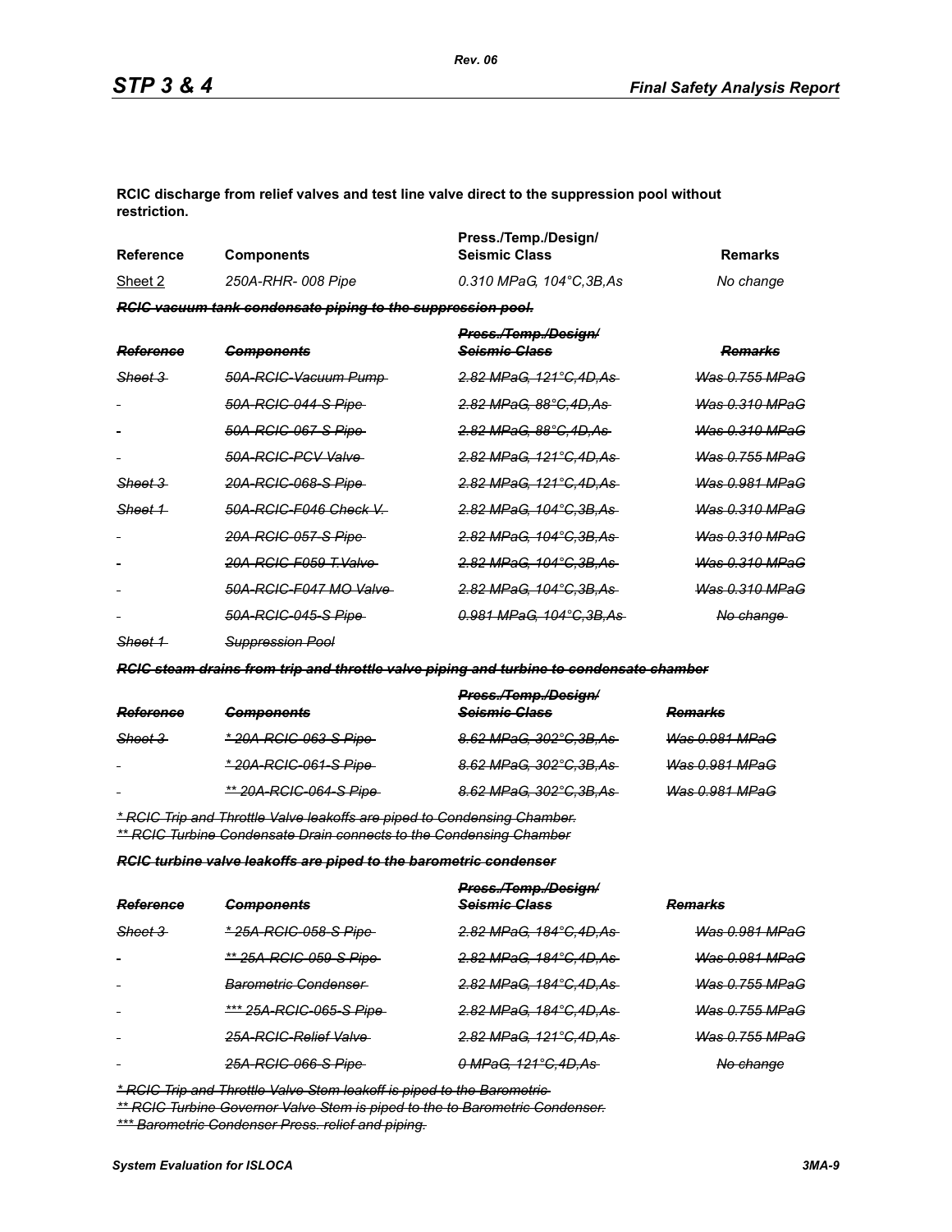**RCIC discharge from relief valves and test line valve direct to the suppression pool without restriction.**

| Reference | Components | Press./Temp./Design/ Seismic Class | Remarks |
|---|---|---|---|
| Sheet 2 | *250A-RHR- 008 Pipe* | *0.310 MPaG, 104°C,3B,As* | *No change* |

***~~RCIC vacuum tank condensate piping to the suppression pool.~~***

| ~~*Reference*~~ | ~~*Components*~~ | ~~*Press./Temp./Design/ Seismic Class*~~ | ~~*Remarks*~~ |
|---|---|---|---|
| ~~*Sheet 3*~~ | ~~*50A-RCIC-Vacuum Pump*~~ | ~~*2.82 MPaG, 121°C,4D,As*~~ | ~~*Was 0.755 MPaG*~~ |
| - | ~~*50A-RCIC-044-S Pipe*~~ | ~~*2.82 MPaG, 88°C,4D,As*~~ | ~~*Was 0.310 MPaG*~~ |
| - | ~~*50A-RCIC-067-S Pipe*~~ | ~~*2.82 MPaG, 88°C,4D,As*~~ | ~~*Was 0.310 MPaG*~~ |
| - | ~~*50A-RCIC-PCV Valve*~~ | ~~*2.82 MPaG, 121°C,4D,As*~~ | ~~*Was 0.755 MPaG*~~ |
| ~~*Sheet 3*~~ | ~~*20A-RCIC-068-S Pipe*~~ | ~~*2.82 MPaG, 121°C,4D,As*~~ | ~~*Was 0.981 MPaG*~~ |
| ~~*Sheet 1*~~ | ~~*50A-RCIC-F046 Check V.*~~ | ~~*2.82 MPaG, 104°C,3B,As*~~ | ~~*Was 0.310 MPaG*~~ |
| - | ~~*20A-RCIC-057-S Pipe*~~ | ~~*2.82 MPaG, 104°C,3B,As*~~ | ~~*Was 0.310 MPaG*~~ |
| - | ~~*20A-RCIC-F059 T.Valve*~~ | ~~*2.82 MPaG, 104°C,3B,As*~~ | ~~*Was 0.310 MPaG*~~ |
| - | ~~*50A-RCIC-F047 MO Valve*~~ | ~~*2.82 MPaG, 104°C,3B,As*~~ | ~~*Was 0.310 MPaG*~~ |
| - | ~~*50A-RCIC-045-S Pipe*~~ | ~~*0.981 MPaG, 104°C,3B,As*~~ | ~~*No change*~~ |
| ~~*Sheet 1*~~ | ~~*Suppression Pool*~~ | | |

***~~RCIC steam drains from trip and throttle valve piping and turbine to condensate chamber~~***

| ~~*Reference*~~ | ~~*Components*~~ | ~~*Press./Temp./Design/ Seismic Class*~~ | ~~*Remarks*~~ |
|---|---|---|---|
| ~~*Sheet 3*~~ | ~~*\* 20A-RCIC-063-S Pipe*~~ | ~~*8.62 MPaG, 302°C,3B,As*~~ | ~~*Was 0.981 MPaG*~~ |
| - | ~~*\* 20A-RCIC-061-S Pipe*~~ | ~~*8.62 MPaG, 302°C,3B,As*~~ | ~~*Was 0.981 MPaG*~~ |
| - | ~~*\*\* 20A-RCIC-064-S Pipe*~~ | ~~*8.62 MPaG, 302°C,3B,As*~~ | ~~*Was 0.981 MPaG*~~ |

~~*\* RCIC Trip and Throttle Valve leakoffs are piped to Condensing Chamber.*~~
~~*\*\* RCIC Turbine Condensate Drain connects to the Condensing Chamber*~~

***~~RCIC turbine valve leakoffs are piped to the barometric condenser~~***

| ~~*Reference*~~ | ~~*Components*~~ | ~~*Press./Temp./Design/ Seismic Class*~~ | ~~*Remarks*~~ |
|---|---|---|---|
| ~~*Sheet 3*~~ | ~~*\* 25A-RCIC-058-S Pipe*~~ | ~~*2.82 MPaG, 184°C,4D,As*~~ | ~~*Was 0.981 MPaG*~~ |
| - | ~~*\*\* 25A-RCIC-059-S Pipe*~~ | ~~*2.82 MPaG, 184°C,4D,As*~~ | ~~*Was 0.981 MPaG*~~ |
| - | ~~*Barometric Condenser*~~ | ~~*2.82 MPaG, 184°C,4D,As*~~ | ~~*Was 0.755 MPaG*~~ |
| - | ~~*\*\*\* 25A-RCIC-065-S Pipe*~~ | ~~*2.82 MPaG, 184°C,4D,As*~~ | ~~*Was 0.755 MPaG*~~ |
| - | ~~*25A-RCIC-Relief Valve*~~ | ~~*2.82 MPaG, 121°C,4D,As*~~ | ~~*Was 0.755 MPaG*~~ |
| - | ~~*25A-RCIC-066-S Pipe*~~ | ~~*0 MPaG, 121°C,4D,As*~~ | ~~*No change*~~ |

~~*\* RCIC Trip and Throttle Valve Stem leakoff is piped to the Barometric*~~
~~*\*\* RCIC Turbine Governor Valve Stem is piped to the to Barometric Condenser.*~~
~~*\*\*\* Barometric Condenser Press. relief and piping.*~~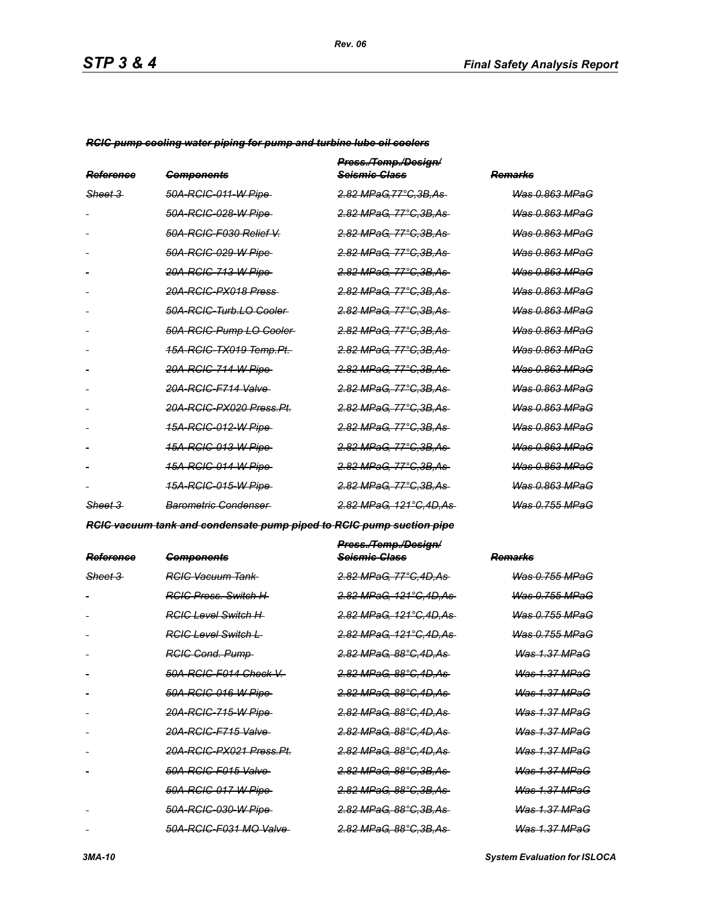~~*RCIC pump cooling water piping for pump and turbine lube oil coolers*~~

| ~~*Reference*~~ | ~~*Components*~~ | ~~*Press./Temp./Design/ Seismic Class*~~ | ~~*Remarks*~~ |
|---|---|---|---|
| ~~*Sheet 3*~~ | ~~*50A-RCIC-011-W Pipe*~~ | ~~*2.82 MPaG,77°C,3B,As*~~ | ~~*Was 0.863 MPaG*~~ |
| - | ~~*50A-RCIC-028-W Pipe*~~ | ~~*2.82 MPaG, 77°C,3B,As*~~ | ~~*Was 0.863 MPaG*~~ |
| - | ~~*50A-RCIC-F030 Relief V.*~~ | ~~*2.82 MPaG, 77°C,3B,As*~~ | ~~*Was 0.863 MPaG*~~ |
| - | ~~*50A-RCIC-029-W Pipe*~~ | ~~*2.82 MPaG, 77°C,3B,As*~~ | ~~*Was 0.863 MPaG*~~ |
| - | ~~*20A-RCIC-713-W Pipe*~~ | ~~*2.82 MPaG, 77°C,3B,As*~~ | ~~*Was 0.863 MPaG*~~ |
| - | ~~*20A-RCIC-PX018 Press*~~ | ~~*2.82 MPaG, 77°C,3B,As*~~ | ~~*Was 0.863 MPaG*~~ |
| - | ~~*50A-RCIC-Turb.LO Cooler*~~ | ~~*2.82 MPaG, 77°C,3B,As*~~ | ~~*Was 0.863 MPaG*~~ |
| - | ~~*50A-RCIC-Pump LO Cooler*~~ | ~~*2.82 MPaG, 77°C,3B,As*~~ | ~~*Was 0.863 MPaG*~~ |
| - | ~~*15A-RCIC-TX019 Temp.Pt.*~~ | ~~*2.82 MPaG, 77°C,3B,As*~~ | ~~*Was 0.863 MPaG*~~ |
| - | ~~*20A-RCIC-714-W Pipe*~~ | ~~*2.82 MPaG, 77°C,3B,As*~~ | ~~*Was 0.863 MPaG*~~ |
| - | ~~*20A-RCIC-F714 Valve*~~ | ~~*2.82 MPaG, 77°C,3B,As*~~ | ~~*Was 0.863 MPaG*~~ |
| - | ~~*20A-RCIC-PX020 Press.Pt.*~~ | ~~*2.82 MPaG, 77°C,3B,As*~~ | ~~*Was 0.863 MPaG*~~ |
| - | ~~*15A-RCIC-012-W Pipe*~~ | ~~*2.82 MPaG, 77°C,3B,As*~~ | ~~*Was 0.863 MPaG*~~ |
| - | ~~*15A-RCIC-013-W Pipe*~~ | ~~*2.82 MPaG, 77°C,3B,As*~~ | ~~*Was 0.863 MPaG*~~ |
| - | ~~*15A-RCIC-014-W Pipe*~~ | ~~*2.82 MPaG, 77°C,3B,As*~~ | ~~*Was 0.863 MPaG*~~ |
| - | ~~*15A-RCIC-015-W Pipe*~~ | ~~*2.82 MPaG, 77°C,3B,As*~~ | ~~*Was 0.863 MPaG*~~ |
| ~~*Sheet 3*~~ | ~~*Barometric Condenser*~~ | ~~*2.82 MPaG, 121°C,4D,As*~~ | ~~*Was 0.755 MPaG*~~ |

~~*RCIC vacuum tank and condensate pump piped to RCIC pump suction pipe*~~

| ~~*Reference*~~ | ~~*Components*~~ | ~~*Press./Temp./Design/ Seismic Class*~~ | ~~*Remarks*~~ |
|---|---|---|---|
| ~~*Sheet 3*~~ | ~~*RCIC Vacuum Tank*~~ | ~~*2.82 MPaG, 77°C,4D,As*~~ | ~~*Was 0.755 MPaG*~~ |
| - | ~~*RCIC Press. Switch H*~~ | ~~*2.82 MPaG, 121°C,4D,As*~~ | ~~*Was 0.755 MPaG*~~ |
| - | ~~*RCIC Level Switch H*~~ | ~~*2.82 MPaG, 121°C,4D,As*~~ | ~~*Was 0.755 MPaG*~~ |
| - | ~~*RCIC Level Switch L*~~ | ~~*2.82 MPaG, 121°C,4D,As*~~ | ~~*Was 0.755 MPaG*~~ |
| - | ~~*RCIC Cond. Pump*~~ | ~~*2.82 MPaG, 88°C,4D,As*~~ | ~~*Was 1.37 MPaG*~~ |
| - | ~~*50A-RCIC-F014 Check V.*~~ | ~~*2.82 MPaG, 88°C,4D,As*~~ | ~~*Was 1.37 MPaG*~~ |
| - | ~~*50A-RCIC-016-W Pipe*~~ | ~~*2.82 MPaG, 88°C,4D,As*~~ | ~~*Was 1.37 MPaG*~~ |
| - | ~~*20A-RCIC-715-W Pipe*~~ | ~~*2.82 MPaG, 88°C,4D,As*~~ | ~~*Was 1.37 MPaG*~~ |
| - | ~~*20A-RCIC-F715 Valve*~~ | ~~*2.82 MPaG, 88°C,4D,As*~~ | ~~*Was 1.37 MPaG*~~ |
| - | ~~*20A-RCIC-PX021 Press.Pt.*~~ | ~~*2.82 MPaG, 88°C,4D,As*~~ | ~~*Was 1.37 MPaG*~~ |
| - | ~~*50A-RCIC-F015 Valve*~~ | ~~*2.82 MPaG, 88°C,3B,As*~~ | ~~*Was 1.37 MPaG*~~ |
| | ~~*50A-RCIC-017-W Pipe*~~ | ~~*2.82 MPaG, 88°C,3B,As*~~ | ~~*Was 1.37 MPaG*~~ |
| - | ~~*50A-RCIC-030-W Pipe*~~ | ~~*2.82 MPaG, 88°C,3B,As*~~ | ~~*Was 1.37 MPaG*~~ |
| - | ~~*50A-RCIC-F031 MO Valve*~~ | ~~*2.82 MPaG, 88°C,3B,As*~~ | ~~*Was 1.37 MPaG*~~ |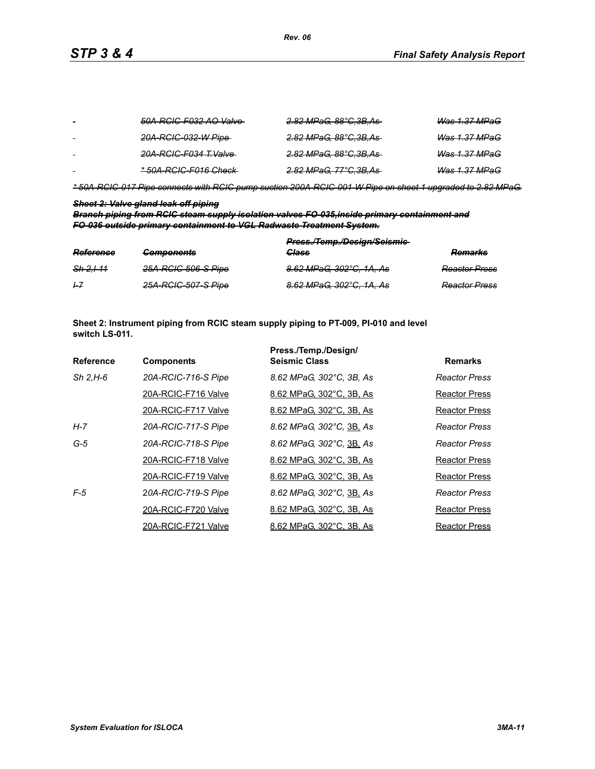| | | | |
|---|---|---|---|
| - | ~~*50A-RCIC-F032 AO Valve*~~ | ~~*2.82 MPaG, 88°C,3B,As*~~ | ~~*Was 1.37 MPaG*~~ |
| - | ~~*20A-RCIC-032-W Pipe*~~ | ~~*2.82 MPaG, 88°C,3B,As*~~ | ~~*Was 1.37 MPaG*~~ |
| - | ~~*20A-RCIC-F034 T.Valve*~~ | ~~*2.82 MPaG, 88°C,3B,As*~~ | ~~*Was 1.37 MPaG*~~ |
| - | ~~** 50A-RCIC-F016 Check*~~ | ~~*2.82 MPaG, 77°C,3B,As*~~ | ~~*Was 1.37 MPaG*~~ |

~~** 50A-RCIC-017 Pipe connects with RCIC pump suction 200A-RCIC-001-W Pipe on sheet 1 upgraded to 2.82 MPaG.*~~

~~***Sheet 2: Valve gland leak-off piping***~~

~~***Branch piping from RCIC steam supply isolation valves FO-035,inside primary containment and FO-036 outside primary containment to VGL Radwaste Treatment System.***~~

| ~~*Reference*~~ | ~~*Components*~~ | ~~*Press./Temp./Design/Seismic Class*~~ | ~~*Remarks*~~ |
|---|---|---|---|
| ~~*Sh 2,I-11*~~ | ~~*25A-RCIC-506-S Pipe*~~ | ~~*8.62 MPaG, 302°C, 1A, As*~~ | ~~*Reactor Press*~~ |
| ~~*I-7*~~ | ~~*25A-RCIC-507-S Pipe*~~ | ~~*8.62 MPaG, 302°C, 1A, As*~~ | ~~*Reactor Press*~~ |

**Sheet 2: Instrument piping from RCIC steam supply piping to PT-009, PI-010 and level switch LS-011.**

| Reference | Components | Press./Temp./Design/ Seismic Class | Remarks |
|---|---|---|---|
| *Sh 2,H-6* | *20A-RCIC-716-S Pipe* | *8.62 MPaG, 302°C, 3B, As* | *Reactor Press* |
| | <u>20A-RCIC-F716 Valve</u> | <u>8.62 MPaG, 302°C, 3B, As</u> | <u>Reactor Press</u> |
| | <u>20A-RCIC-F717 Valve</u> | <u>8.62 MPaG, 302°C, 3B, As</u> | <u>Reactor Press</u> |
| *H-7* | *20A-RCIC-717-S Pipe* | *8.62 MPaG, 302°C,* <u>3B,</u> *As* | *Reactor Press* |
| *G-5* | *20A-RCIC-718-S Pipe* | *8.62 MPaG, 302°C,* <u>3B,</u> *As* | *Reactor Press* |
| | <u>20A-RCIC-F718 Valve</u> | <u>8.62 MPaG, 302°C, 3B, As</u> | <u>Reactor Press</u> |
| | <u>20A-RCIC-F719 Valve</u> | <u>8.62 MPaG, 302°C, 3B, As</u> | <u>Reactor Press</u> |
| *F-5* | *20A-RCIC-719-S Pipe* | *8.62 MPaG, 302°C,* <u>3B,</u> *As* | *Reactor Press* |
| | <u>20A-RCIC-F720 Valve</u> | <u>8.62 MPaG, 302°C, 3B, As</u> | <u>Reactor Press</u> |
| | <u>20A-RCIC-F721 Valve</u> | <u>8.62 MPaG, 302°C, 3B, As</u> | <u>Reactor Press</u> |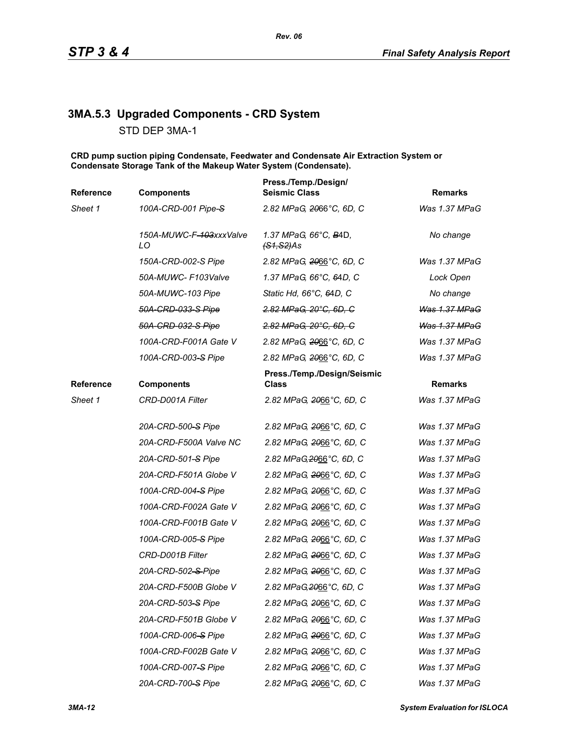## 3MA.5.3 Upgraded Components - CRD System

STD DEP 3MA-1

**CRD pump suction piping Condensate, Feedwater and Condensate Air Extraction System or Condensate Storage Tank of the Makeup Water System (Condensate).**

| Reference | Components | Press./Temp./Design/ Seismic Class | Remarks |
|---|---|---|---|
| *Sheet 1* | *100A-CRD-001 Pipe ~~-S~~* | *2.82 MPaG, ~~20~~66°C, 6D, C* | *Was 1.37 MPaG* |
| | *150A-MUWC-F-~~103~~xxxValve LO* | *1.37 MPaG, 66°C, ~~B~~4D, ~~(S1,S2)~~As* | *No change* |
| | *150A-CRD-002-S Pipe* | *2.82 MPaG, ~~20~~66°C, 6D, C* | *Was 1.37 MPaG* |
| | *50A-MUWC- F103Valve* | *1.37 MPaG, 66°C, ~~6~~4D, C* | *Lock Open* |
| | *50A-MUWC-103 Pipe* | *Static Hd, 66°C, ~~6~~4D, C* | *No change* |
| | ~~*50A-CRD-033-S Pipe*~~ | ~~*2.82 MPaG, 20°C, 6D, C*~~ | ~~*Was 1.37 MPaG*~~ |
| | ~~*50A-CRD-032-S Pipe*~~ | ~~*2.82 MPaG, 20°C, 6D, C*~~ | ~~*Was 1.37 MPaG*~~ |
| | *100A-CRD-F001A Gate V* | *2.82 MPaG, ~~20~~66°C, 6D, C* | *Was 1.37 MPaG* |
| | *100A-CRD-003~~-S~~ Pipe* | *2.82 MPaG, ~~20~~66°C, 6D, C* | *Was 1.37 MPaG* |
| **Reference** | **Components** | **Press./Temp./Design/Seismic Class** | **Remarks** |
| *Sheet 1* | *CRD-D001A Filter* | *2.82 MPaG, ~~20~~66°C, 6D, C* | *Was 1.37 MPaG* |
| | *20A-CRD-500~~-S~~ Pipe* | *2.82 MPaG, ~~20~~66°C, 6D, C* | *Was 1.37 MPaG* |
| | *20A-CRD-F500A Valve NC* | *2.82 MPaG, ~~20~~66°C, 6D, C* | *Was 1.37 MPaG* |
| | *20A-CRD-501~~-S~~ Pipe* | *2.82 MPaG,~~20~~66°C, 6D, C* | *Was 1.37 MPaG* |
| | *20A-CRD-F501A Globe V* | *2.82 MPaG, ~~20~~66°C, 6D, C* | *Was 1.37 MPaG* |
| | *100A-CRD-004~~-S~~ Pipe* | *2.82 MPaG, ~~20~~66°C, 6D, C* | *Was 1.37 MPaG* |
| | *100A-CRD-F002A Gate V* | *2.82 MPaG, ~~20~~66°C, 6D, C* | *Was 1.37 MPaG* |
| | *100A-CRD-F001B Gate V* | *2.82 MPaG, ~~20~~66°C, 6D, C* | *Was 1.37 MPaG* |
| | *100A-CRD-005~~-S~~ Pipe* | *2.82 MPaG, ~~20~~66°C, 6D, C* | *Was 1.37 MPaG* |
| | *CRD-D001B Filter* | *2.82 MPaG, ~~20~~66°C, 6D, C* | *Was 1.37 MPaG* |
| | *20A-CRD-502~~-S~~ Pipe* | *2.82 MPaG, ~~20~~66°C, 6D, C* | *Was 1.37 MPaG* |
| | *20A-CRD-F500B Globe V* | *2.82 MPaG,~~20~~66°C, 6D, C* | *Was 1.37 MPaG* |
| | *20A-CRD-503~~-S~~ Pipe* | *2.82 MPaG, ~~20~~66°C, 6D, C* | *Was 1.37 MPaG* |
| | *20A-CRD-F501B Globe V* | *2.82 MPaG, ~~20~~66°C, 6D, C* | *Was 1.37 MPaG* |
| | *100A-CRD-006~~-S~~ Pipe* | *2.82 MPaG, ~~20~~66°C, 6D, C* | *Was 1.37 MPaG* |
| | *100A-CRD-F002B Gate V* | *2.82 MPaG, ~~20~~66°C, 6D, C* | *Was 1.37 MPaG* |
| | *100A-CRD-007~~-S~~ Pipe* | *2.82 MPaG, ~~20~~66°C, 6D, C* | *Was 1.37 MPaG* |
| | *20A-CRD-700~~-S~~ Pipe* | *2.82 MPaG, ~~20~~66°C, 6D, C* | *Was 1.37 MPaG* |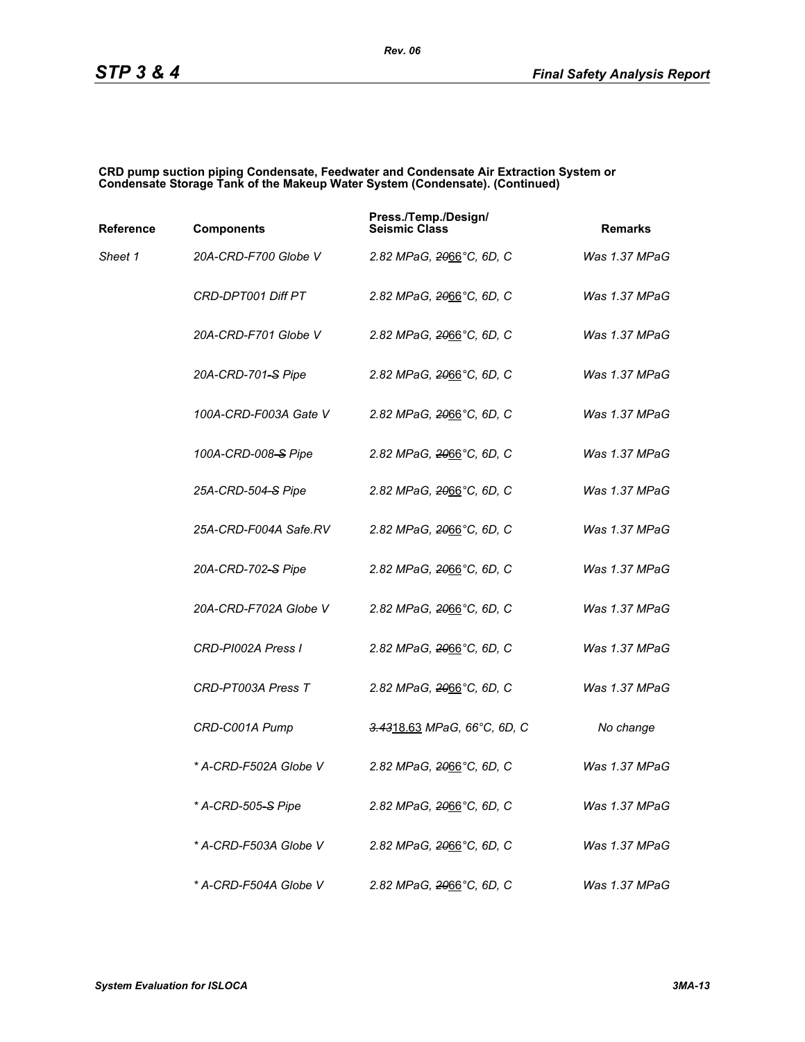**CRD pump suction piping Condensate, Feedwater and Condensate Air Extraction System or Condensate Storage Tank of the Makeup Water System (Condensate). (Continued)**

| Reference | Components | Press./Temp./Design/ Seismic Class | Remarks |
|---|---|---|---|
| *Sheet 1* | *20A-CRD-F700 Globe V* | *2.82 MPaG, ~~20~~66°C, 6D, C* | *Was 1.37 MPaG* |
| | *CRD-DPT001 Diff PT* | *2.82 MPaG, ~~20~~66°C, 6D, C* | *Was 1.37 MPaG* |
| | *20A-CRD-F701 Globe V* | *2.82 MPaG, ~~20~~66°C, 6D, C* | *Was 1.37 MPaG* |
| | *20A-CRD-701~~-S~~ Pipe* | *2.82 MPaG, ~~20~~66°C, 6D, C* | *Was 1.37 MPaG* |
| | *100A-CRD-F003A Gate V* | *2.82 MPaG, ~~20~~66°C, 6D, C* | *Was 1.37 MPaG* |
| | *100A-CRD-008~~-S~~ Pipe* | *2.82 MPaG, ~~20~~66°C, 6D, C* | *Was 1.37 MPaG* |
| | *25A-CRD-504~~-S~~ Pipe* | *2.82 MPaG, ~~20~~66°C, 6D, C* | *Was 1.37 MPaG* |
| | *25A-CRD-F004A Safe.RV* | *2.82 MPaG, ~~20~~66°C, 6D, C* | *Was 1.37 MPaG* |
| | *20A-CRD-702~~-S~~ Pipe* | *2.82 MPaG, ~~20~~66°C, 6D, C* | *Was 1.37 MPaG* |
| | *20A-CRD-F702A Globe V* | *2.82 MPaG, ~~20~~66°C, 6D, C* | *Was 1.37 MPaG* |
| | *CRD-PI002A Press I* | *2.82 MPaG, ~~20~~66°C, 6D, C* | *Was 1.37 MPaG* |
| | *CRD-PT003A Press T* | *2.82 MPaG, ~~20~~66°C, 6D, C* | *Was 1.37 MPaG* |
| | *CRD-C001A Pump* | *~~3.43~~18.63 MPaG, 66°C, 6D, C* | *No change* |
| | ** A-CRD-F502A Globe V* | *2.82 MPaG, ~~20~~66°C, 6D, C* | *Was 1.37 MPaG* |
| | ** A-CRD-505~~-S~~ Pipe* | *2.82 MPaG, ~~20~~66°C, 6D, C* | *Was 1.37 MPaG* |
| | ** A-CRD-F503A Globe V* | *2.82 MPaG, ~~20~~66°C, 6D, C* | *Was 1.37 MPaG* |
| | ** A-CRD-F504A Globe V* | *2.82 MPaG, ~~20~~66°C, 6D, C* | *Was 1.37 MPaG* |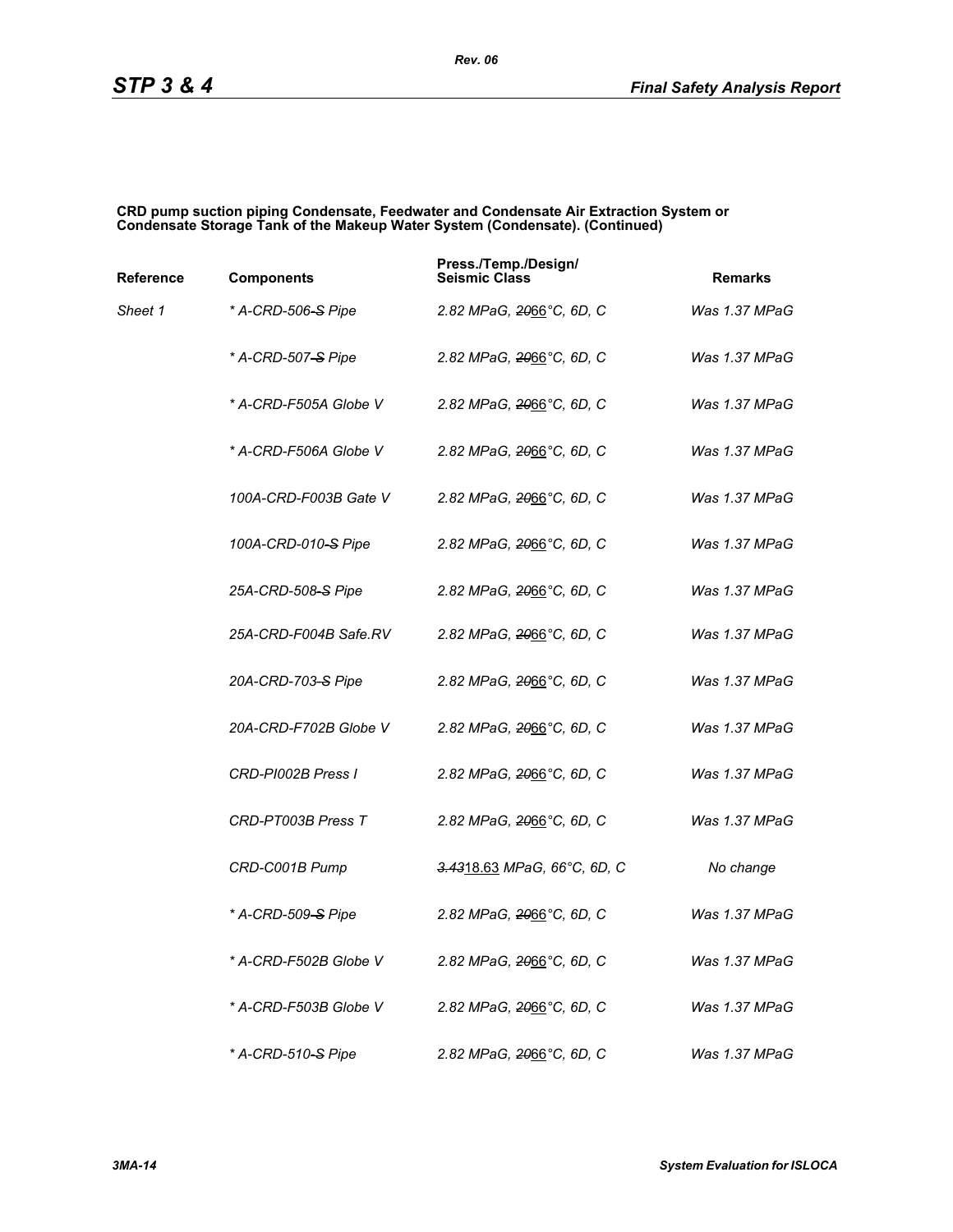**CRD pump suction piping Condensate, Feedwater and Condensate Air Extraction System or Condensate Storage Tank of the Makeup Water System (Condensate). (Continued)**

| Reference | Components | Press./Temp./Design/ Seismic Class | Remarks |
|---|---|---|---|
| *Sheet 1* | *\* A-CRD-506~~-S~~ Pipe* | *2.82 MPaG, ~~20~~66°C, 6D, C* | *Was 1.37 MPaG* |
| | *\* A-CRD-507~~-S~~ Pipe* | *2.82 MPaG, ~~20~~66°C, 6D, C* | *Was 1.37 MPaG* |
| | *\* A-CRD-F505A Globe V* | *2.82 MPaG, ~~20~~66°C, 6D, C* | *Was 1.37 MPaG* |
| | *\* A-CRD-F506A Globe V* | *2.82 MPaG, ~~20~~66°C, 6D, C* | *Was 1.37 MPaG* |
| | *100A-CRD-F003B Gate V* | *2.82 MPaG, ~~20~~66°C, 6D, C* | *Was 1.37 MPaG* |
| | *100A-CRD-010~~-S~~ Pipe* | *2.82 MPaG, ~~20~~66°C, 6D, C* | *Was 1.37 MPaG* |
| | *25A-CRD-508~~-S~~ Pipe* | *2.82 MPaG, ~~20~~66°C, 6D, C* | *Was 1.37 MPaG* |
| | *25A-CRD-F004B Safe.RV* | *2.82 MPaG, ~~20~~66°C, 6D, C* | *Was 1.37 MPaG* |
| | *20A-CRD-703~~-S~~ Pipe* | *2.82 MPaG, ~~20~~66°C, 6D, C* | *Was 1.37 MPaG* |
| | *20A-CRD-F702B Globe V* | *2.82 MPaG, ~~20~~66°C, 6D, C* | *Was 1.37 MPaG* |
| | *CRD-PI002B Press I* | *2.82 MPaG, ~~20~~66°C, 6D, C* | *Was 1.37 MPaG* |
| | *CRD-PT003B Press T* | *2.82 MPaG, ~~20~~66°C, 6D, C* | *Was 1.37 MPaG* |
| | *CRD-C001B Pump* | *~~3.43~~18.63 MPaG, 66°C, 6D, C* | *No change* |
| | *\* A-CRD-509~~-S~~ Pipe* | *2.82 MPaG, ~~20~~66°C, 6D, C* | *Was 1.37 MPaG* |
| | *\* A-CRD-F502B Globe V* | *2.82 MPaG, ~~20~~66°C, 6D, C* | *Was 1.37 MPaG* |
| | *\* A-CRD-F503B Globe V* | *2.82 MPaG, ~~20~~66°C, 6D, C* | *Was 1.37 MPaG* |
| | *\* A-CRD-510~~-S~~ Pipe* | *2.82 MPaG, ~~20~~66°C, 6D, C* | *Was 1.37 MPaG* |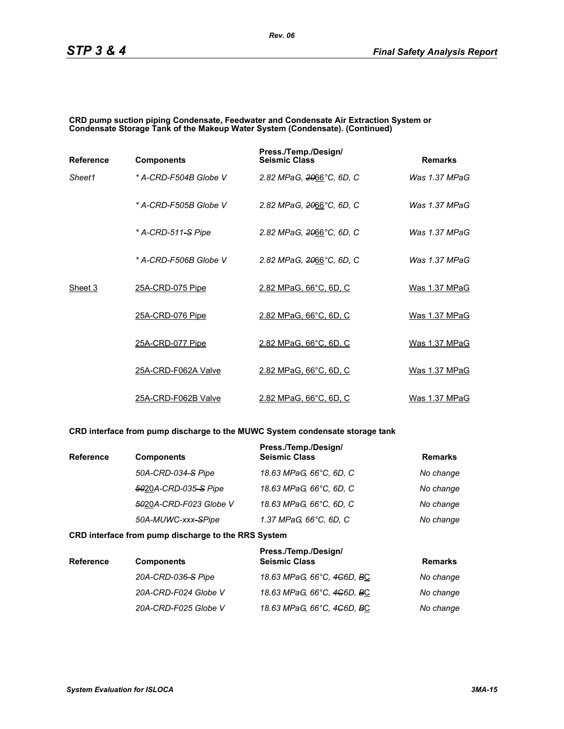**CRD pump suction piping Condensate, Feedwater and Condensate Air Extraction System or Condensate Storage Tank of the Makeup Water System (Condensate). (Continued)**

| Reference | Components | Press./Temp./Design/ Seismic Class | Remarks |
|---|---|---|---|
| *Sheet1* | *\* A-CRD-F504B Globe V* | *2.82 MPaG, ~~20~~66°C, 6D, C* | *Was 1.37 MPaG* |
| | *\* A-CRD-F505B Globe V* | *2.82 MPaG, ~~20~~66°C, 6D, C* | *Was 1.37 MPaG* |
| | *\* A-CRD-511~~-S~~ Pipe* | *2.82 MPaG, ~~20~~66°C, 6D, C* | *Was 1.37 MPaG* |
| | *\* A-CRD-F506B Globe V* | *2.82 MPaG, ~~20~~66°C, 6D, C* | *Was 1.37 MPaG* |
| Sheet 3 | 25A-CRD-075 Pipe | 2.82 MPaG, 66°C, 6D, C | Was 1.37 MPaG |
| | 25A-CRD-076 Pipe | 2.82 MPaG, 66°C, 6D, C | Was 1.37 MPaG |
| | 25A-CRD-077 Pipe | 2.82 MPaG, 66°C, 6D, C | Was 1.37 MPaG |
| | 25A-CRD-F062A Valve | 2.82 MPaG, 66°C, 6D, C | Was 1.37 MPaG |
| | 25A-CRD-F062B Valve | 2.82 MPaG, 66°C, 6D, C | Was 1.37 MPaG |

**CRD interface from pump discharge to the MUWC System condensate storage tank**

| Reference | Components | Press./Temp./Design/ Seismic Class | Remarks |
|---|---|---|---|
| | *50A-CRD-034~~-S~~ Pipe* | *18.63 MPaG, 66°C, 6D, C* | *No change* |
| | *~~50~~20A-CRD-035~~-S~~ Pipe* | *18.63 MPaG, 66°C, 6D, C* | *No change* |
| | *~~50~~20A-CRD-F023 Globe V* | *18.63 MPaG, 66°C, 6D, C* | *No change* |
| | *50A-MUWC-xxx~~-S~~Pipe* | *1.37 MPaG, 66°C, 6D, C* | *No change* |

**CRD interface from pump discharge to the RRS System**

| Reference | Components | Press./Temp./Design/ Seismic Class | Remarks |
|---|---|---|---|
| | *20A-CRD-036~~-S~~ Pipe* | *18.63 MPaG, 66°C, ~~4C~~6D, ~~B~~C* | *No change* |
| | *20A-CRD-F024 Globe V* | *18.63 MPaG, 66°C, ~~4C~~6D, ~~B~~C* | *No change* |
| | *20A-CRD-F025 Globe V* | *18.63 MPaG, 66°C, ~~4C~~6D, ~~B~~C* | *No change* |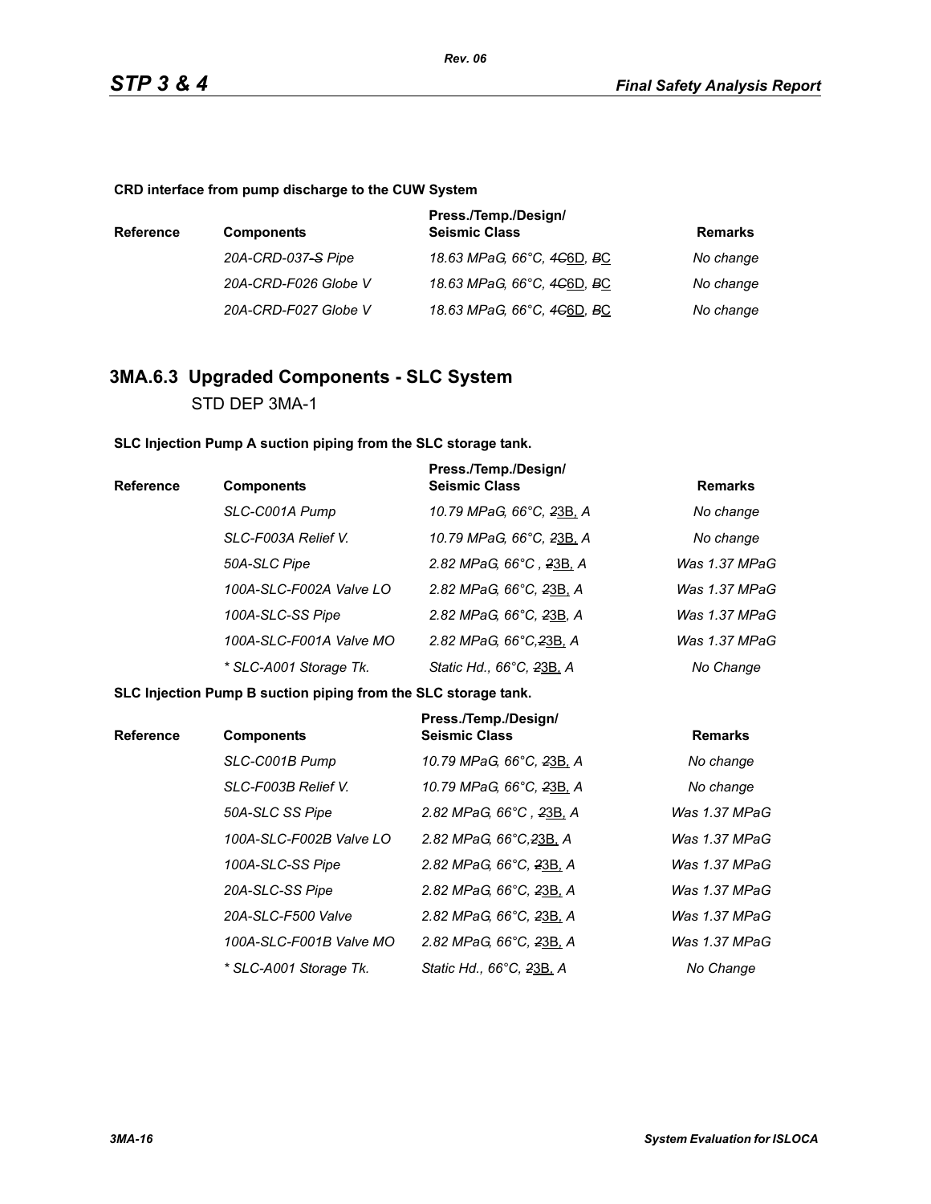**CRD interface from pump discharge to the CUW System**

| Reference | Components | Press./Temp./Design/ Seismic Class | Remarks |
|---|---|---|---|
| | *20A-CRD-037-S Pipe* | *18.63 MPaG, 66°C, ~~4C~~6D, ~~B~~C* | *No change* |
| | *20A-CRD-F026 Globe V* | *18.63 MPaG, 66°C, ~~4C~~6D, ~~B~~C* | *No change* |
| | *20A-CRD-F027 Globe V* | *18.63 MPaG, 66°C, ~~4C~~6D, ~~B~~C* | *No change* |

## 3MA.6.3 Upgraded Components - SLC System

STD DEP 3MA-1

**SLC Injection Pump A suction piping from the SLC storage tank.**

| Reference | Components | Press./Temp./Design/ Seismic Class | Remarks |
|---|---|---|---|
| | *SLC-C001A Pump* | *10.79 MPaG, 66°C, ~~2~~3B, A* | *No change* |
| | *SLC-F003A Relief V.* | *10.79 MPaG, 66°C, ~~2~~3B, A* | *No change* |
| | *50A-SLC Pipe* | *2.82 MPaG, 66°C , ~~2~~3B, A* | *Was 1.37 MPaG* |
| | *100A-SLC-F002A Valve LO* | *2.82 MPaG, 66°C, ~~2~~3B, A* | *Was 1.37 MPaG* |
| | *100A-SLC-SS Pipe* | *2.82 MPaG, 66°C, ~~2~~3B, A* | *Was 1.37 MPaG* |
| | *100A-SLC-F001A Valve MO* | *2.82 MPaG, 66°C,~~2~~3B, A* | *Was 1.37 MPaG* |
| | ** SLC-A001 Storage Tk.* | *Static Hd., 66°C, ~~2~~3B, A* | *No Change* |

**SLC Injection Pump B suction piping from the SLC storage tank.**

| Reference | Components | Press./Temp./Design/ Seismic Class | Remarks |
|---|---|---|---|
| | *SLC-C001B Pump* | *10.79 MPaG, 66°C, ~~2~~3B, A* | *No change* |
| | *SLC-F003B Relief V.* | *10.79 MPaG, 66°C, ~~2~~3B, A* | *No change* |
| | *50A-SLC SS Pipe* | *2.82 MPaG, 66°C , ~~2~~3B, A* | *Was 1.37 MPaG* |
| | *100A-SLC-F002B Valve LO* | *2.82 MPaG, 66°C,~~2~~3B, A* | *Was 1.37 MPaG* |
| | *100A-SLC-SS Pipe* | *2.82 MPaG, 66°C, ~~2~~3B, A* | *Was 1.37 MPaG* |
| | *20A-SLC-SS Pipe* | *2.82 MPaG, 66°C, ~~2~~3B, A* | *Was 1.37 MPaG* |
| | *20A-SLC-F500 Valve* | *2.82 MPaG, 66°C, ~~2~~3B, A* | *Was 1.37 MPaG* |
| | *100A-SLC-F001B Valve MO* | *2.82 MPaG, 66°C, ~~2~~3B, A* | *Was 1.37 MPaG* |
| | ** SLC-A001 Storage Tk.* | *Static Hd., 66°C, ~~2~~3B, A* | *No Change* |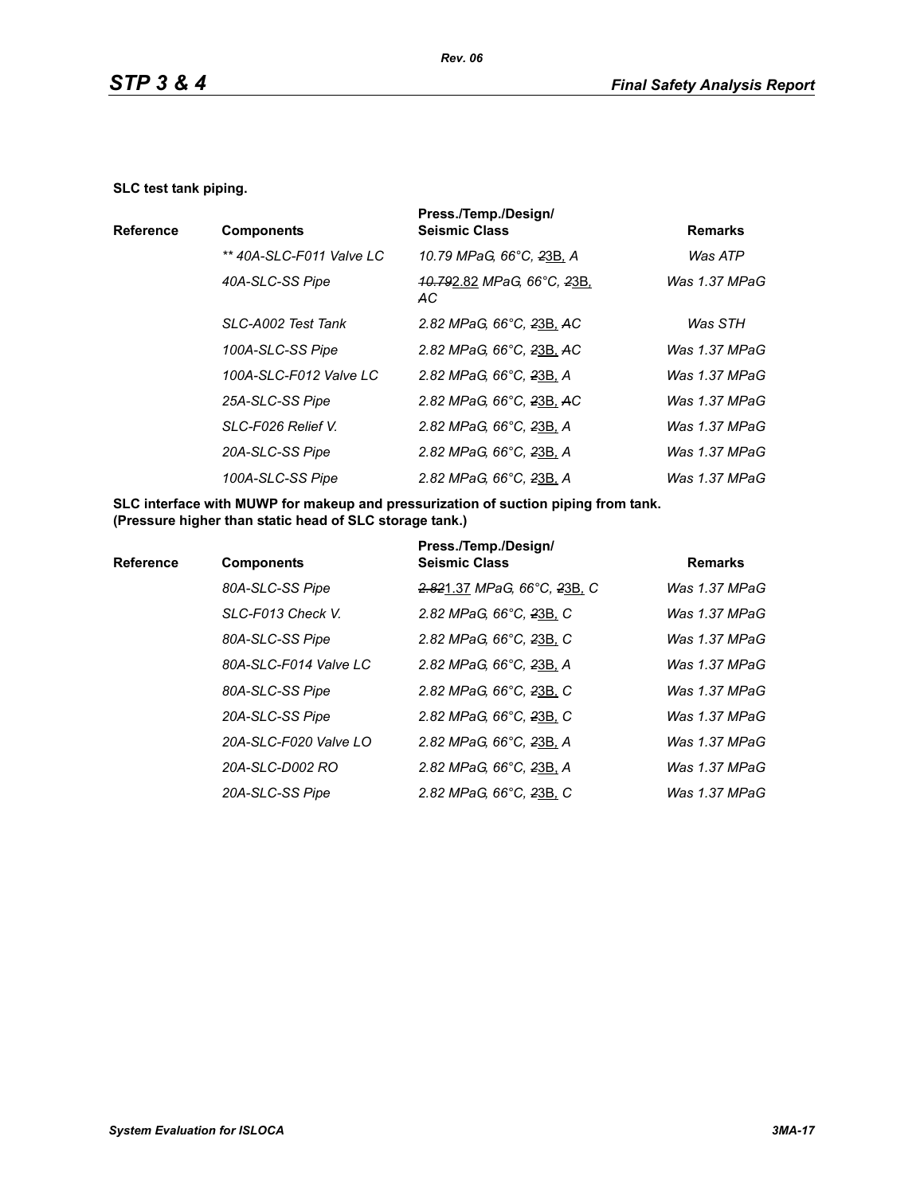**SLC test tank piping.**

| Reference | Components | Press./Temp./Design/ Seismic Class | Remarks |
|---|---|---|---|
| | *** 40A-SLC-F011 Valve LC* | *10.79 MPaG, 66°C, ~~2~~3B, A* | *Was ATP* |
| | *40A-SLC-SS Pipe* | *~~10.79~~2.82 MPaG, 66°C, ~~2~~3B, ~~A~~C* | *Was 1.37 MPaG* |
| | *SLC-A002 Test Tank* | *2.82 MPaG, 66°C, ~~2~~3B, ~~A~~C* | *Was STH* |
| | *100A-SLC-SS Pipe* | *2.82 MPaG, 66°C, ~~2~~3B, ~~A~~C* | *Was 1.37 MPaG* |
| | *100A-SLC-F012 Valve LC* | *2.82 MPaG, 66°C, ~~2~~3B, A* | *Was 1.37 MPaG* |
| | *25A-SLC-SS Pipe* | *2.82 MPaG, 66°C, ~~2~~3B, ~~A~~C* | *Was 1.37 MPaG* |
| | *SLC-F026 Relief V.* | *2.82 MPaG, 66°C, ~~2~~3B, A* | *Was 1.37 MPaG* |
| | *20A-SLC-SS Pipe* | *2.82 MPaG, 66°C, ~~2~~3B, A* | *Was 1.37 MPaG* |
| | *100A-SLC-SS Pipe* | *2.82 MPaG, 66°C, ~~2~~3B, A* | *Was 1.37 MPaG* |

**SLC interface with MUWP for makeup and pressurization of suction piping from tank. (Pressure higher than static head of SLC storage tank.)**

| Reference | Components | Press./Temp./Design/ Seismic Class | Remarks |
|---|---|---|---|
| | *80A-SLC-SS Pipe* | *~~2.82~~1.37 MPaG, 66°C, ~~2~~3B, C* | *Was 1.37 MPaG* |
| | *SLC-F013 Check V.* | *2.82 MPaG, 66°C, ~~2~~3B, C* | *Was 1.37 MPaG* |
| | *80A-SLC-SS Pipe* | *2.82 MPaG, 66°C, ~~2~~3B, C* | *Was 1.37 MPaG* |
| | *80A-SLC-F014 Valve LC* | *2.82 MPaG, 66°C, ~~2~~3B, A* | *Was 1.37 MPaG* |
| | *80A-SLC-SS Pipe* | *2.82 MPaG, 66°C, ~~2~~3B, C* | *Was 1.37 MPaG* |
| | *20A-SLC-SS Pipe* | *2.82 MPaG, 66°C, ~~2~~3B, C* | *Was 1.37 MPaG* |
| | *20A-SLC-F020 Valve LO* | *2.82 MPaG, 66°C, ~~2~~3B, A* | *Was 1.37 MPaG* |
| | *20A-SLC-D002 RO* | *2.82 MPaG, 66°C, ~~2~~3B, A* | *Was 1.37 MPaG* |
| | *20A-SLC-SS Pipe* | *2.82 MPaG, 66°C, ~~2~~3B, C* | *Was 1.37 MPaG* |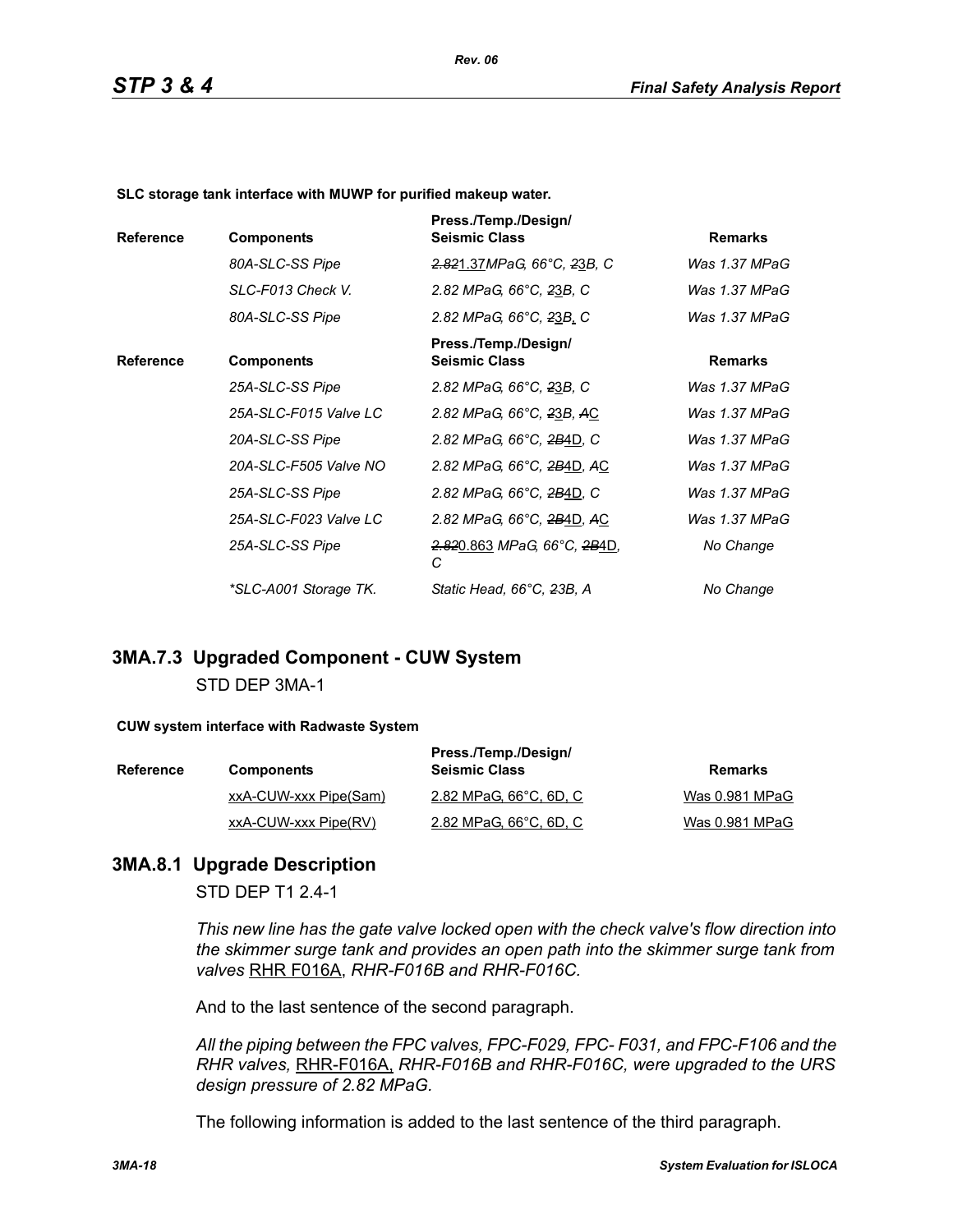**SLC storage tank interface with MUWP for purified makeup water.**

| Reference | Components | Press./Temp./Design/ Seismic Class | Remarks |
|---|---|---|---|
| | *80A-SLC-SS Pipe* | *~~2.82~~1.37MPaG, 66°C, ~~2~~3B, C* | *Was 1.37 MPaG* |
| | *SLC-F013 Check V.* | *2.82 MPaG, 66°C, ~~2~~3B, C* | *Was 1.37 MPaG* |
| | *80A-SLC-SS Pipe* | *2.82 MPaG, 66°C, ~~2~~3B, C* | *Was 1.37 MPaG* |

| Reference | Components | Press./Temp./Design/ Seismic Class | Remarks |
|---|---|---|---|
| | *25A-SLC-SS Pipe* | *2.82 MPaG, 66°C, ~~2~~3B, C* | *Was 1.37 MPaG* |
| | *25A-SLC-F015 Valve LC* | *2.82 MPaG, 66°C, ~~2~~3B, ~~A~~C* | *Was 1.37 MPaG* |
| | *20A-SLC-SS Pipe* | *2.82 MPaG, 66°C, ~~2B~~4D, C* | *Was 1.37 MPaG* |
| | *20A-SLC-F505 Valve NO* | *2.82 MPaG, 66°C, ~~2B~~4D, ~~A~~C* | *Was 1.37 MPaG* |
| | *25A-SLC-SS Pipe* | *2.82 MPaG, 66°C, ~~2B~~4D, C* | *Was 1.37 MPaG* |
| | *25A-SLC-F023 Valve LC* | *2.82 MPaG, 66°C, ~~2B~~4D, ~~A~~C* | *Was 1.37 MPaG* |
| | *25A-SLC-SS Pipe* | *~~2.82~~0.863 MPaG, 66°C, ~~2B~~4D, C* | *No Change* |
| | *\*SLC-A001 Storage TK.* | *Static Head, 66°C, ~~2~~3B, A* | *No Change* |

## 3MA.7.3 Upgraded Component - CUW System

STD DEP 3MA-1

**CUW system interface with Radwaste System**

| Reference | Components | Press./Temp./Design/ Seismic Class | Remarks |
|---|---|---|---|
| | xxA-CUW-xxx Pipe(Sam) | 2.82 MPaG, 66°C, 6D, C | Was 0.981 MPaG |
| | xxA-CUW-xxx Pipe(RV) | 2.82 MPaG, 66°C, 6D, C | Was 0.981 MPaG |

## 3MA.8.1 Upgrade Description

STD DEP T1 2.4-1

*This new line has the gate valve locked open with the check valve's flow direction into the skimmer surge tank and provides an open path into the skimmer surge tank from valves* RHR F016A, *RHR-F016B and RHR-F016C.*

And to the last sentence of the second paragraph.

*All the piping between the FPC valves, FPC-F029, FPC- F031, and FPC-F106 and the RHR valves,* RHR-F016A, *RHR-F016B and RHR-F016C, were upgraded to the URS design pressure of 2.82 MPaG.*

The following information is added to the last sentence of the third paragraph.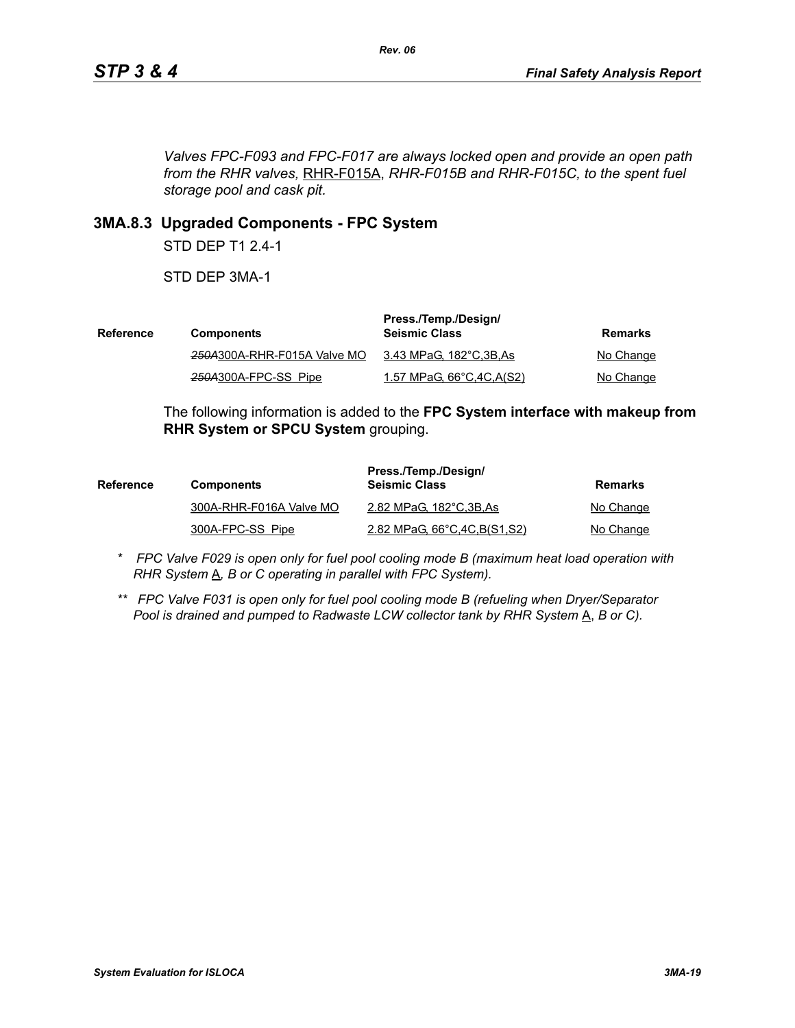*Valves FPC-F093 and FPC-F017 are always locked open and provide an open path from the RHR valves,* RHR-F015A*, RHR-F015B and RHR-F015C, to the spent fuel storage pool and cask pit.*

## 3MA.8.3 Upgraded Components - FPC System

STD DEP T1 2.4-1

STD DEP 3MA-1

| Reference | Components | Press./Temp./Design/ Seismic Class | Remarks |
|---|---|---|---|
| | ~~250A~~300A-RHR-F015A Valve MO | 3.43 MPaG, 182°C,3B,As | No Change |
| | ~~250A~~300A-FPC-SS Pipe | 1.57 MPaG, 66°C,4C,A(S2) | No Change |

The following information is added to the **FPC System interface with makeup from RHR System or SPCU System** grouping.

| Reference | Components | Press./Temp./Design/ Seismic Class | Remarks |
|---|---|---|---|
| | 300A-RHR-F016A Valve MO | 2.82 MPaG, 182°C,3B,As | No Change |
| | 300A-FPC-SS Pipe | 2.82 MPaG, 66°C,4C,B(S1,S2) | No Change |

\* *FPC Valve F029 is open only for fuel pool cooling mode B (maximum heat load operation with RHR System* A*, B or C operating in parallel with FPC System).*

\*\* *FPC Valve F031 is open only for fuel pool cooling mode B (refueling when Dryer/Separator Pool is drained and pumped to Radwaste LCW collector tank by RHR System* A*, B or C).*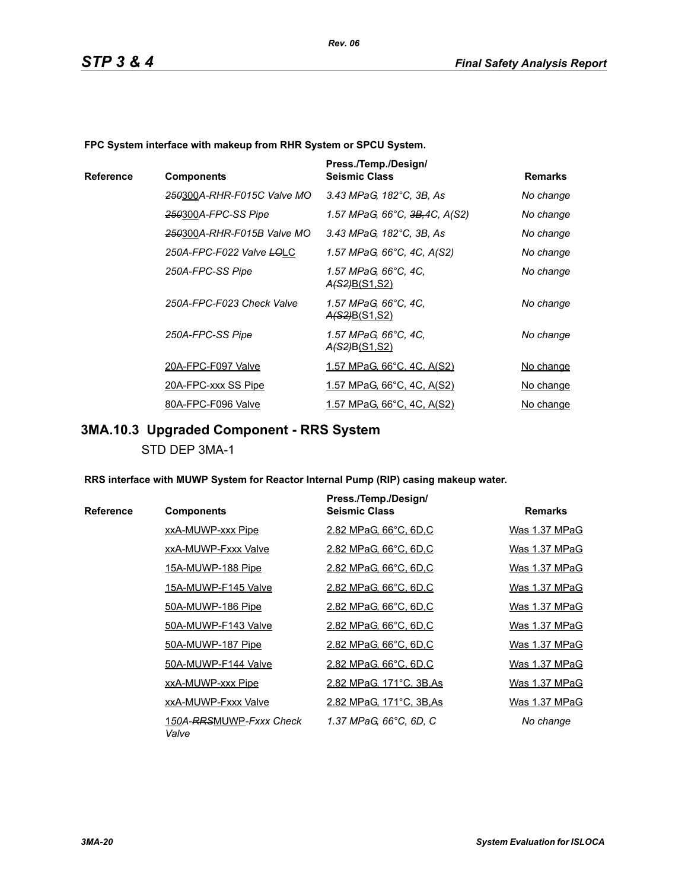**FPC System interface with makeup from RHR System or SPCU System.**

| Reference | Components | Press./Temp./Design/ Seismic Class | Remarks |
|---|---|---|---|
| | *~~250~~300A-RHR-F015C Valve MO* | *3.43 MPaG, 182°C, 3B, As* | *No change* |
| | *~~250~~300A-FPC-SS Pipe* | *1.57 MPaG, 66°C, ~~3B,~~4C, A(S2)* | *No change* |
| | *~~250~~300A-RHR-F015B Valve MO* | *3.43 MPaG, 182°C, 3B, As* | *No change* |
| | *250A-FPC-F022 Valve ~~LO~~LC* | *1.57 MPaG, 66°C, 4C, A(S2)* | *No change* |
| | *250A-FPC-SS Pipe* | *1.57 MPaG, 66°C, 4C, ~~A(S2)~~B(S1,S2)* | *No change* |
| | *250A-FPC-F023 Check Valve* | *1.57 MPaG, 66°C, 4C, ~~A(S2)~~B(S1,S2)* | *No change* |
| | *250A-FPC-SS Pipe* | *1.57 MPaG, 66°C, 4C, ~~A(S2)~~B(S1,S2)* | *No change* |
| | 20A-FPC-F097 Valve | 1.57 MPaG, 66°C, 4C, A(S2) | No change |
| | 20A-FPC-xxx SS Pipe | 1.57 MPaG, 66°C, 4C, A(S2) | No change |
| | 80A-FPC-F096 Valve | 1.57 MPaG, 66°C, 4C, A(S2) | No change |

## 3MA.10.3 Upgraded Component - RRS System

STD DEP 3MA-1

**RRS interface with MUWP System for Reactor Internal Pump (RIP) casing makeup water.**

| Reference | Components | Press./Temp./Design/ Seismic Class | Remarks |
|---|---|---|---|
| | xxA-MUWP-xxx Pipe | 2.82 MPaG, 66°C, 6D,C | Was 1.37 MPaG |
| | xxA-MUWP-Fxxx Valve | 2.82 MPaG, 66°C, 6D,C | Was 1.37 MPaG |
| | 15A-MUWP-188 Pipe | 2.82 MPaG, 66°C, 6D,C | Was 1.37 MPaG |
| | 15A-MUWP-F145 Valve | 2.82 MPaG, 66°C, 6D,C | Was 1.37 MPaG |
| | 50A-MUWP-186 Pipe | 2.82 MPaG, 66°C, 6D,C | Was 1.37 MPaG |
| | 50A-MUWP-F143 Valve | 2.82 MPaG, 66°C, 6D,C | Was 1.37 MPaG |
| | 50A-MUWP-187 Pipe | 2.82 MPaG, 66°C, 6D,C | Was 1.37 MPaG |
| | 50A-MUWP-F144 Valve | 2.82 MPaG, 66°C, 6D,C | Was 1.37 MPaG |
| | xxA-MUWP-xxx Pipe | 2.82 MPaG, 171°C, 3B,As | Was 1.37 MPaG |
| | xxA-MUWP-Fxxx Valve | 2.82 MPaG, 171°C, 3B,As | Was 1.37 MPaG |
| | *150A-~~RRS~~MUWP-Fxxx Check Valve* | *1.37 MPaG, 66°C, 6D, C* | *No change* |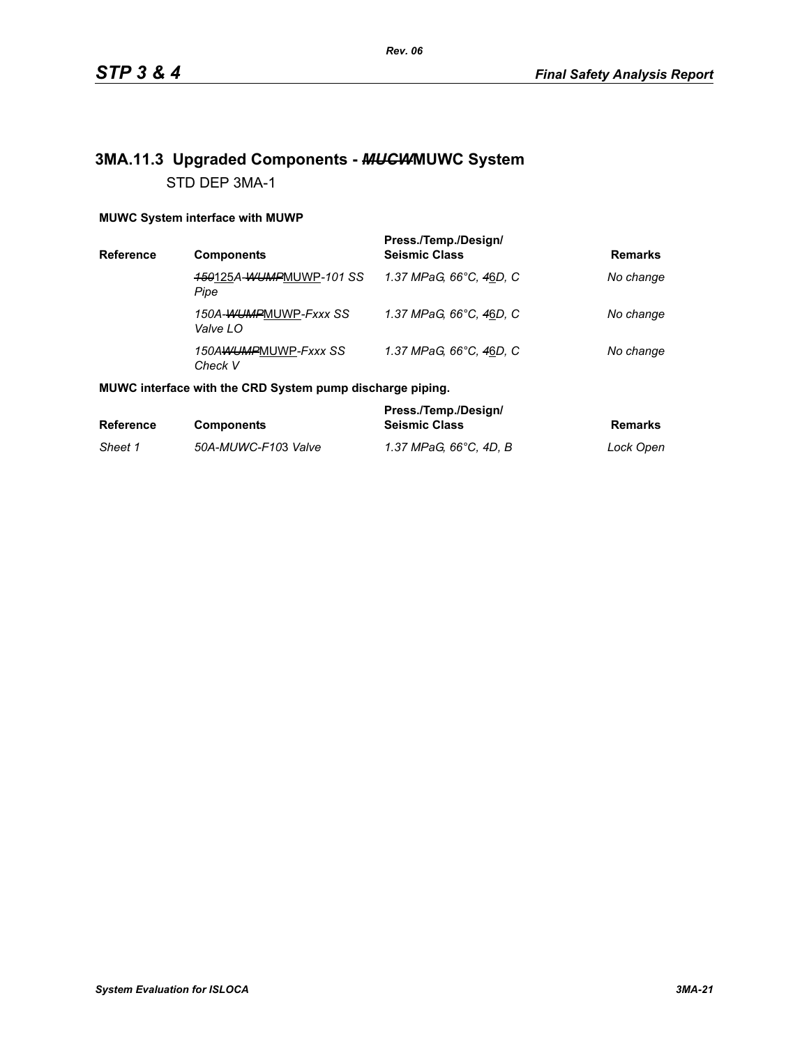## 3MA.11.3 Upgraded Components - ~~*MUCW*~~MUWC System

STD DEP 3MA-1

**MUWC System interface with MUWP**

| Reference | Components | Press./Temp./Design/ Seismic Class | Remarks |
|---|---|---|---|
| | *~~150~~*125*A-~~WUMP~~*MUWP*-101 SS Pipe* | *1.37 MPaG, 66°C, ~~4~~*6*D, C* | *No change* |
| | *150A-~~WUMP~~*MUWP*-Fxxx SS Valve LO* | *1.37 MPaG, 66°C, ~~4~~*6*D, C* | *No change* |
| | *150A~~WUMP~~*MUWP*-Fxxx SS Check V* | *1.37 MPaG, 66°C, ~~4~~*6*D, C* | *No change* |

**MUWC interface with the CRD System pump discharge piping.**

| Reference | Components | Press./Temp./Design/ Seismic Class | Remarks |
|---|---|---|---|
| *Sheet 1* | *50A-MUWC-F10*3 *Valve* | *1.37 MPaG, 66°C, 4D, B* | *Lock Open* |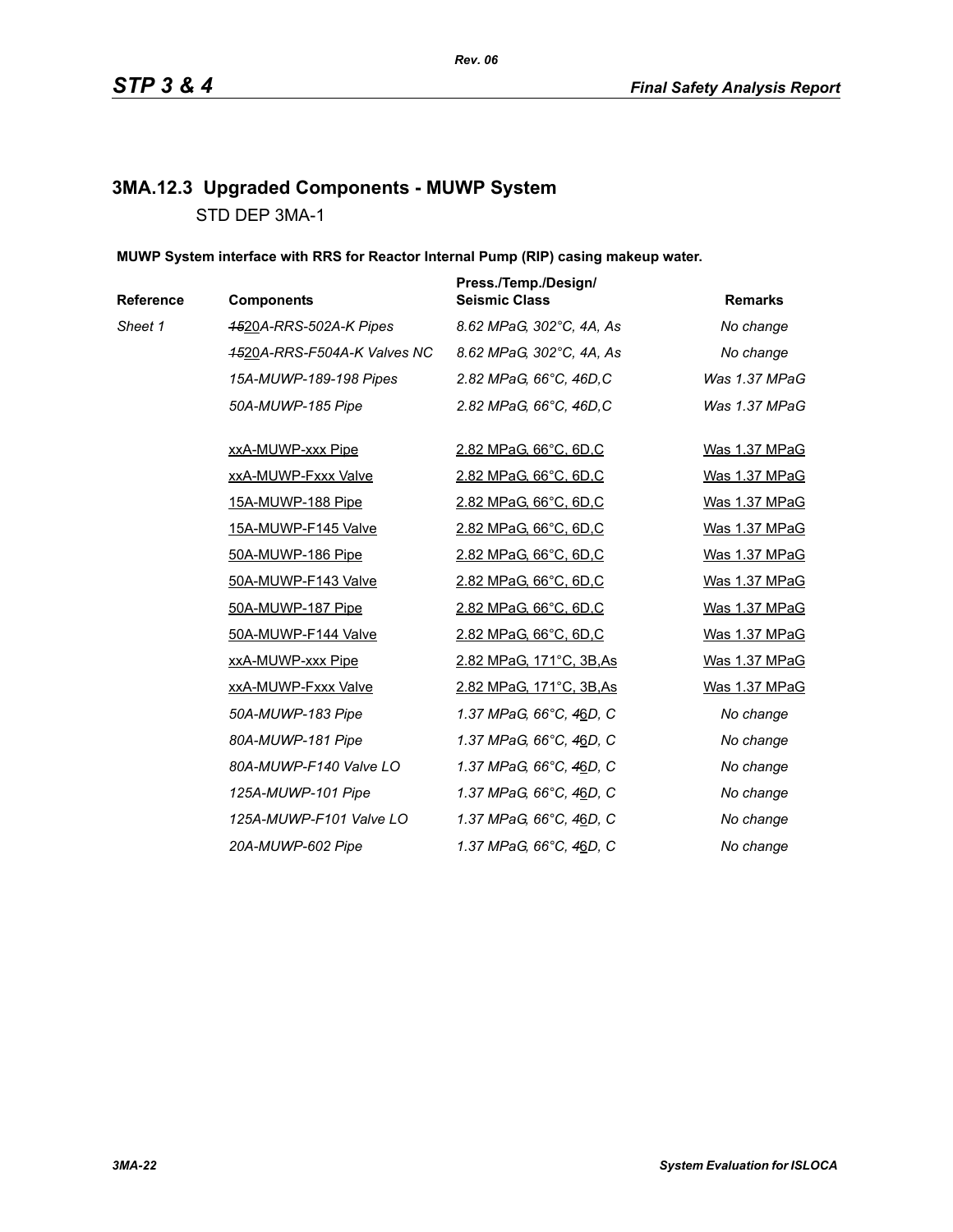### 3MA.12.3 Upgraded Components - MUWP System

STD DEP 3MA-1

**MUWP System interface with RRS for Reactor Internal Pump (RIP) casing makeup water.**

| Reference | Components | Press./Temp./Design/ Seismic Class | Remarks |
|---|---|---|---|
| *Sheet 1* | ~~*15*~~20*A-RRS-502A-K Pipes* | *8.62 MPaG, 302°C, 4A, As* | *No change* |
| | ~~*15*~~20*A-RRS-F504A-K Valves NC* | *8.62 MPaG, 302°C, 4A, As* | *No change* |
| | *15A-MUWP-189-198 Pipes* | *2.82 MPaG, 66°C, 46D,C* | *Was 1.37 MPaG* |
| | *50A-MUWP-185 Pipe* | *2.82 MPaG, 66°C, 46D,C* | *Was 1.37 MPaG* |
| | xxA-MUWP-xxx Pipe | 2.82 MPaG, 66°C, 6D,C | Was 1.37 MPaG |
| | xxA-MUWP-Fxxx Valve | 2.82 MPaG, 66°C, 6D,C | Was 1.37 MPaG |
| | 15A-MUWP-188 Pipe | 2.82 MPaG, 66°C, 6D,C | Was 1.37 MPaG |
| | 15A-MUWP-F145 Valve | 2.82 MPaG, 66°C, 6D,C | Was 1.37 MPaG |
| | 50A-MUWP-186 Pipe | 2.82 MPaG, 66°C, 6D,C | Was 1.37 MPaG |
| | 50A-MUWP-F143 Valve | 2.82 MPaG, 66°C, 6D,C | Was 1.37 MPaG |
| | 50A-MUWP-187 Pipe | 2.82 MPaG, 66°C, 6D,C | Was 1.37 MPaG |
| | 50A-MUWP-F144 Valve | 2.82 MPaG, 66°C, 6D,C | Was 1.37 MPaG |
| | xxA-MUWP-xxx Pipe | 2.82 MPaG, 171°C, 3B,As | Was 1.37 MPaG |
| | xxA-MUWP-Fxxx Valve | 2.82 MPaG, 171°C, 3B,As | Was 1.37 MPaG |
| | *50A-MUWP-183 Pipe* | *1.37 MPaG, 66°C, ~~4~~6D, C* | *No change* |
| | *80A-MUWP-181 Pipe* | *1.37 MPaG, 66°C, ~~4~~6D, C* | *No change* |
| | *80A-MUWP-F140 Valve LO* | *1.37 MPaG, 66°C, ~~4~~6D, C* | *No change* |
| | *125A-MUWP-101 Pipe* | *1.37 MPaG, 66°C, ~~4~~6D, C* | *No change* |
| | *125A-MUWP-F101 Valve LO* | *1.37 MPaG, 66°C, ~~4~~6D, C* | *No change* |
| | *20A-MUWP-602 Pipe* | *1.37 MPaG, 66°C, ~~4~~6D, C* | *No change* |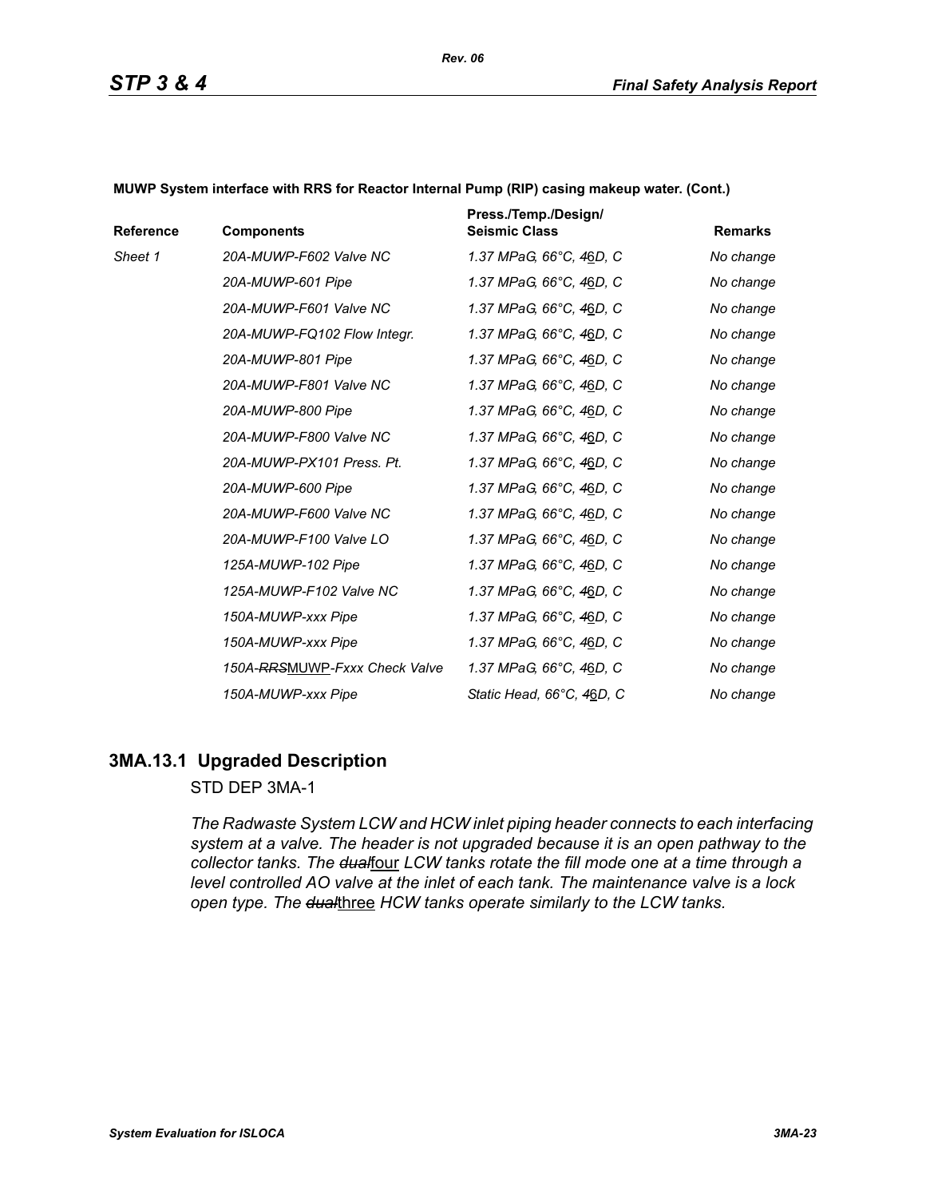**MUWP System interface with RRS for Reactor Internal Pump (RIP) casing makeup water. (Cont.)**

| Reference | Components | Press./Temp./Design/ Seismic Class | Remarks |
|---|---|---|---|
| *Sheet 1* | *20A-MUWP-F602 Valve NC* | *1.37 MPaG, 66°C, ~~4~~6D, C* | *No change* |
| | *20A-MUWP-601 Pipe* | *1.37 MPaG, 66°C, ~~4~~6D, C* | *No change* |
| | *20A-MUWP-F601 Valve NC* | *1.37 MPaG, 66°C, ~~4~~6D, C* | *No change* |
| | *20A-MUWP-FQ102 Flow Integr.* | *1.37 MPaG, 66°C, ~~4~~6D, C* | *No change* |
| | *20A-MUWP-801 Pipe* | *1.37 MPaG, 66°C, ~~4~~6D, C* | *No change* |
| | *20A-MUWP-F801 Valve NC* | *1.37 MPaG, 66°C, ~~4~~6D, C* | *No change* |
| | *20A-MUWP-800 Pipe* | *1.37 MPaG, 66°C, ~~4~~6D, C* | *No change* |
| | *20A-MUWP-F800 Valve NC* | *1.37 MPaG, 66°C, ~~4~~6D, C* | *No change* |
| | *20A-MUWP-PX101 Press. Pt.* | *1.37 MPaG, 66°C, ~~4~~6D, C* | *No change* |
| | *20A-MUWP-600 Pipe* | *1.37 MPaG, 66°C, ~~4~~6D, C* | *No change* |
| | *20A-MUWP-F600 Valve NC* | *1.37 MPaG, 66°C, ~~4~~6D, C* | *No change* |
| | *20A-MUWP-F100 Valve LO* | *1.37 MPaG, 66°C, ~~4~~6D, C* | *No change* |
| | *125A-MUWP-102 Pipe* | *1.37 MPaG, 66°C, ~~4~~6D, C* | *No change* |
| | *125A-MUWP-F102 Valve NC* | *1.37 MPaG, 66°C, ~~4~~6D, C* | *No change* |
| | *150A-MUWP-xxx Pipe* | *1.37 MPaG, 66°C, ~~4~~6D, C* | *No change* |
| | *150A-MUWP-xxx Pipe* | *1.37 MPaG, 66°C, ~~4~~6D, C* | *No change* |
| | *150A-~~RRS~~MUWP-Fxxx Check Valve* | *1.37 MPaG, 66°C, ~~4~~6D, C* | *No change* |
| | *150A-MUWP-xxx Pipe* | *Static Head, 66°C, ~~4~~6D, C* | *No change* |

## 3MA.13.1 Upgraded Description

STD DEP 3MA-1

*The Radwaste System LCW and HCW inlet piping header connects to each interfacing system at a valve. The header is not upgraded because it is an open pathway to the collector tanks. The ~~dual~~four LCW tanks rotate the fill mode one at a time through a level controlled AO valve at the inlet of each tank. The maintenance valve is a lock open type. The ~~dual~~three HCW tanks operate similarly to the LCW tanks.*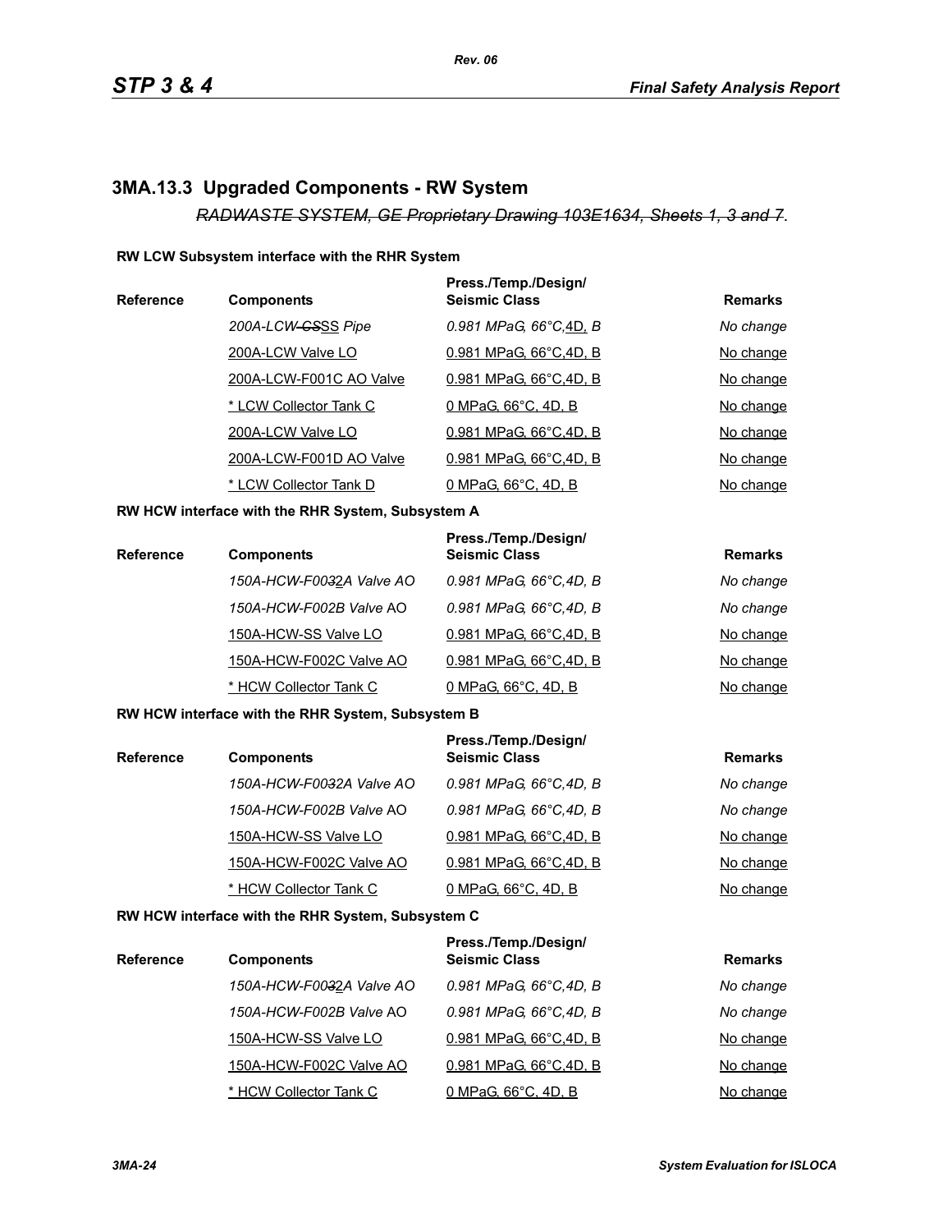### 3MA.13.3 Upgraded Components - RW System

*~~RADWASTE SYSTEM, GE Proprietary Drawing 103E1634, Sheets 1, 3 and 7~~*.

**RW LCW Subsystem interface with the RHR System**

| Reference | Components | Press./Temp./Design/ Seismic Class | Remarks |
|---|---|---|---|
| | *200A-LCW-~~CS~~SS Pipe* | *0.981 MPaG, 66°C,4D, B* | *No change* |
| | 200A-LCW Valve LO | 0.981 MPaG, 66°C,4D, B | No change |
| | 200A-LCW-F001C AO Valve | 0.981 MPaG, 66°C,4D, B | No change |
| | * LCW Collector Tank C | 0 MPaG, 66°C, 4D, B | No change |
| | 200A-LCW Valve LO | 0.981 MPaG, 66°C,4D, B | No change |
| | 200A-LCW-F001D AO Valve | 0.981 MPaG, 66°C,4D, B | No change |
| | * LCW Collector Tank D | 0 MPaG, 66°C, 4D, B | No change |

**RW HCW interface with the RHR System, Subsystem A**

| Reference | Components | Press./Temp./Design/ Seismic Class | Remarks |
|---|---|---|---|
| | *150A-HCW-F00~~3~~2A Valve AO* | *0.981 MPaG, 66°C,4D, B* | *No change* |
| | *150A-HCW-F002B Valve* AO | *0.981 MPaG, 66°C,4D, B* | *No change* |
| | 150A-HCW-SS Valve LO | 0.981 MPaG, 66°C,4D, B | No change |
| | 150A-HCW-F002C Valve AO | 0.981 MPaG, 66°C,4D, B | No change |
| | * HCW Collector Tank C | 0 MPaG, 66°C, 4D, B | No change |

**RW HCW interface with the RHR System, Subsystem B**

| Reference | Components | Press./Temp./Design/ Seismic Class | Remarks |
|---|---|---|---|
| | *150A-HCW-F00~~3~~2A Valve AO* | *0.981 MPaG, 66°C,4D, B* | *No change* |
| | *150A-HCW-F002B Valve* AO | *0.981 MPaG, 66°C,4D, B* | *No change* |
| | 150A-HCW-SS Valve LO | 0.981 MPaG, 66°C,4D, B | No change |
| | 150A-HCW-F002C Valve AO | 0.981 MPaG, 66°C,4D, B | No change |
| | * HCW Collector Tank C | 0 MPaG, 66°C, 4D, B | No change |

**RW HCW interface with the RHR System, Subsystem C**

| Reference | Components | Press./Temp./Design/ Seismic Class | Remarks |
|---|---|---|---|
| | *150A-HCW-F00~~3~~2A Valve AO* | *0.981 MPaG, 66°C,4D, B* | *No change* |
| | *150A-HCW-F002B Valve* AO | *0.981 MPaG, 66°C,4D, B* | *No change* |
| | 150A-HCW-SS Valve LO | 0.981 MPaG, 66°C,4D, B | No change |
| | 150A-HCW-F002C Valve AO | 0.981 MPaG, 66°C,4D, B | No change |
| | * HCW Collector Tank C | 0 MPaG, 66°C, 4D, B | No change |